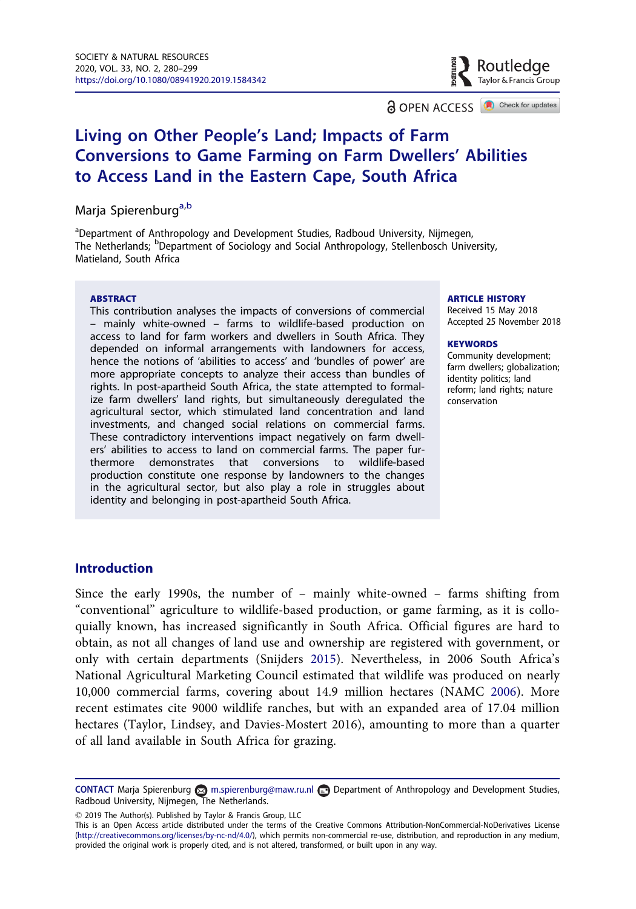# Living on Other People's Land; Impacts of Farm Conversions to Game Farming on Farm Dwellers' Abilities to Access Land in the Eastern Cape, South Africa

Marja Spierenburg[a,b]

[a]Department of Anthropology and Development Studies, Radboud University, Nijmegen, The Netherlands; [b]Department of Sociology and Social Anthropology, Stellenbosch University, Matieland, South Africa

**ABSTRACT**

This contribution analyses the impacts of conversions of commercial – mainly white-owned – farms to wildlife-based production on access to land for farm workers and dwellers in South Africa. They depended on informal arrangements with landowners for access, hence the notions of 'abilities to access' and 'bundles of power' are more appropriate concepts to analyze their access than bundles of rights. In post-apartheid South Africa, the state attempted to formalize farm dwellers' land rights, but simultaneously deregulated the agricultural sector, which stimulated land concentration and land investments, and changed social relations on commercial farms. These contradictory interventions impact negatively on farm dwellers' abilities to access to land on commercial farms. The paper furthermore demonstrates that conversions to wildlife-based production constitute one response by landowners to the changes in the agricultural sector, but also play a role in struggles about identity and belonging in post-apartheid South Africa.

**ARTICLE HISTORY**
Received 15 May 2018
Accepted 25 November 2018

**KEYWORDS**
Community development; farm dwellers; globalization; identity politics; land reform; land rights; nature conservation

## Introduction

Since the early 1990s, the number of – mainly white-owned – farms shifting from "conventional" agriculture to wildlife-based production, or game farming, as it is colloquially known, has increased significantly in South Africa. Official figures are hard to obtain, as not all changes of land use and ownership are registered with government, or only with certain departments (Snijders 2015). Nevertheless, in 2006 South Africa's National Agricultural Marketing Council estimated that wildlife was produced on nearly 10,000 commercial farms, covering about 14.9 million hectares (NAMC 2006). More recent estimates cite 9000 wildlife ranches, but with an expanded area of 17.04 million hectares (Taylor, Lindsey, and Davies-Mostert 2016), amounting to more than a quarter of all land available in South Africa for grazing.

**CONTACT** Marja Spierenburg m.spierenburg@maw.ru.nl Department of Anthropology and Development Studies, Radboud University, Nijmegen, The Netherlands.

© 2019 The Author(s). Published by Taylor & Francis Group, LLC
This is an Open Access article distributed under the terms of the Creative Commons Attribution-NonCommercial-NoDerivatives License (http://creativecommons.org/licenses/by-nc-nd/4.0/), which permits non-commercial re-use, distribution, and reproduction in any medium, provided the original work is properly cited, and is not altered, transformed, or built upon in any way.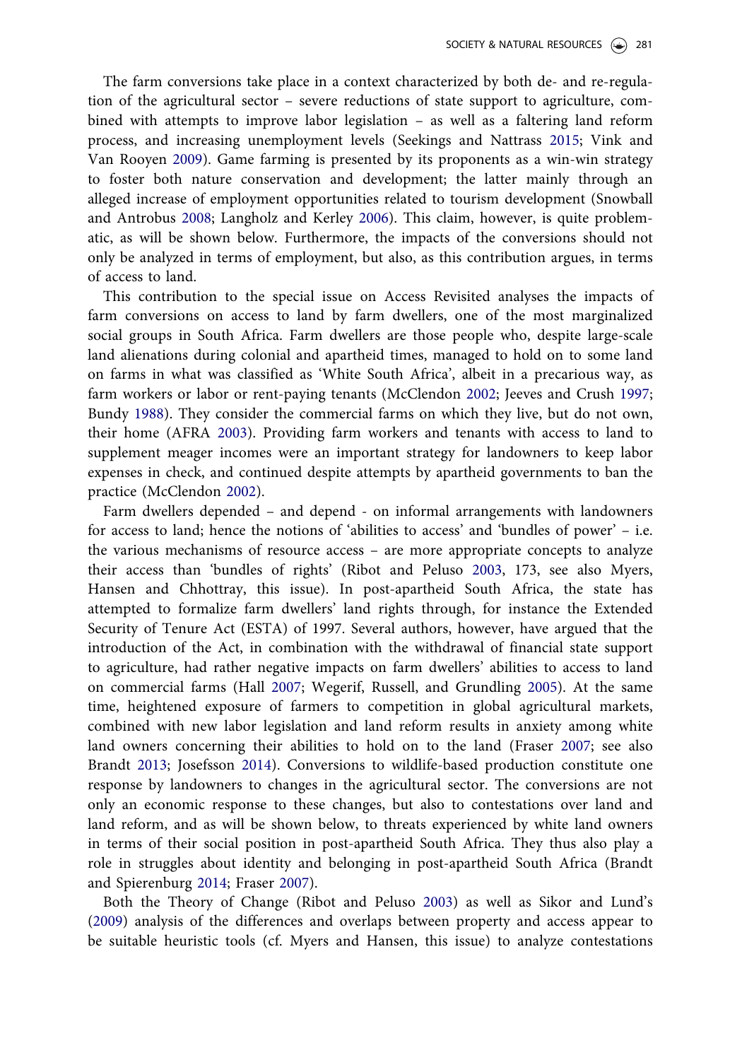The farm conversions take place in a context characterized by both de- and re-regulation of the agricultural sector – severe reductions of state support to agriculture, combined with attempts to improve labor legislation – as well as a faltering land reform process, and increasing unemployment levels (Seekings and Nattrass 2015; Vink and Van Rooyen 2009). Game farming is presented by its proponents as a win-win strategy to foster both nature conservation and development; the latter mainly through an alleged increase of employment opportunities related to tourism development (Snowball and Antrobus 2008; Langholz and Kerley 2006). This claim, however, is quite problematic, as will be shown below. Furthermore, the impacts of the conversions should not only be analyzed in terms of employment, but also, as this contribution argues, in terms of access to land.

This contribution to the special issue on Access Revisited analyses the impacts of farm conversions on access to land by farm dwellers, one of the most marginalized social groups in South Africa. Farm dwellers are those people who, despite large-scale land alienations during colonial and apartheid times, managed to hold on to some land on farms in what was classified as 'White South Africa', albeit in a precarious way, as farm workers or labor or rent-paying tenants (McClendon 2002; Jeeves and Crush 1997; Bundy 1988). They consider the commercial farms on which they live, but do not own, their home (AFRA 2003). Providing farm workers and tenants with access to land to supplement meager incomes were an important strategy for landowners to keep labor expenses in check, and continued despite attempts by apartheid governments to ban the practice (McClendon 2002).

Farm dwellers depended – and depend - on informal arrangements with landowners for access to land; hence the notions of 'abilities to access' and 'bundles of power' – i.e. the various mechanisms of resource access – are more appropriate concepts to analyze their access than 'bundles of rights' (Ribot and Peluso 2003, 173, see also Myers, Hansen and Chhottray, this issue). In post-apartheid South Africa, the state has attempted to formalize farm dwellers' land rights through, for instance the Extended Security of Tenure Act (ESTA) of 1997. Several authors, however, have argued that the introduction of the Act, in combination with the withdrawal of financial state support to agriculture, had rather negative impacts on farm dwellers' abilities to access to land on commercial farms (Hall 2007; Wegerif, Russell, and Grundling 2005). At the same time, heightened exposure of farmers to competition in global agricultural markets, combined with new labor legislation and land reform results in anxiety among white land owners concerning their abilities to hold on to the land (Fraser 2007; see also Brandt 2013; Josefsson 2014). Conversions to wildlife-based production constitute one response by landowners to changes in the agricultural sector. The conversions are not only an economic response to these changes, but also to contestations over land and land reform, and as will be shown below, to threats experienced by white land owners in terms of their social position in post-apartheid South Africa. They thus also play a role in struggles about identity and belonging in post-apartheid South Africa (Brandt and Spierenburg 2014; Fraser 2007).

Both the Theory of Change (Ribot and Peluso 2003) as well as Sikor and Lund's (2009) analysis of the differences and overlaps between property and access appear to be suitable heuristic tools (cf. Myers and Hansen, this issue) to analyze contestations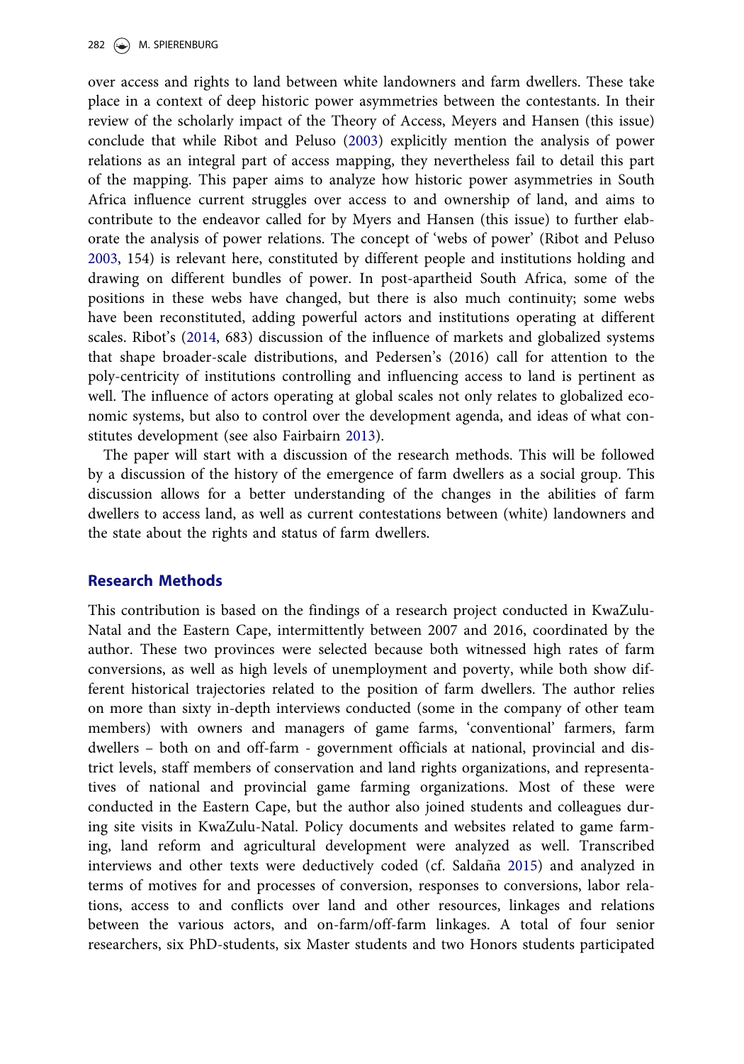over access and rights to land between white landowners and farm dwellers. These take place in a context of deep historic power asymmetries between the contestants. In their review of the scholarly impact of the Theory of Access, Meyers and Hansen (this issue) conclude that while Ribot and Peluso (2003) explicitly mention the analysis of power relations as an integral part of access mapping, they nevertheless fail to detail this part of the mapping. This paper aims to analyze how historic power asymmetries in South Africa influence current struggles over access to and ownership of land, and aims to contribute to the endeavor called for by Myers and Hansen (this issue) to further elaborate the analysis of power relations. The concept of 'webs of power' (Ribot and Peluso 2003, 154) is relevant here, constituted by different people and institutions holding and drawing on different bundles of power. In post-apartheid South Africa, some of the positions in these webs have changed, but there is also much continuity; some webs have been reconstituted, adding powerful actors and institutions operating at different scales. Ribot's (2014, 683) discussion of the influence of markets and globalized systems that shape broader-scale distributions, and Pedersen's (2016) call for attention to the poly-centricity of institutions controlling and influencing access to land is pertinent as well. The influence of actors operating at global scales not only relates to globalized economic systems, but also to control over the development agenda, and ideas of what constitutes development (see also Fairbairn 2013).

The paper will start with a discussion of the research methods. This will be followed by a discussion of the history of the emergence of farm dwellers as a social group. This discussion allows for a better understanding of the changes in the abilities of farm dwellers to access land, as well as current contestations between (white) landowners and the state about the rights and status of farm dwellers.

## Research Methods

This contribution is based on the findings of a research project conducted in KwaZulu-Natal and the Eastern Cape, intermittently between 2007 and 2016, coordinated by the author. These two provinces were selected because both witnessed high rates of farm conversions, as well as high levels of unemployment and poverty, while both show different historical trajectories related to the position of farm dwellers. The author relies on more than sixty in-depth interviews conducted (some in the company of other team members) with owners and managers of game farms, 'conventional' farmers, farm dwellers – both on and off-farm - government officials at national, provincial and district levels, staff members of conservation and land rights organizations, and representatives of national and provincial game farming organizations. Most of these were conducted in the Eastern Cape, but the author also joined students and colleagues during site visits in KwaZulu-Natal. Policy documents and websites related to game farming, land reform and agricultural development were analyzed as well. Transcribed interviews and other texts were deductively coded (cf. Saldaña 2015) and analyzed in terms of motives for and processes of conversion, responses to conversions, labor relations, access to and conflicts over land and other resources, linkages and relations between the various actors, and on-farm/off-farm linkages. A total of four senior researchers, six PhD-students, six Master students and two Honors students participated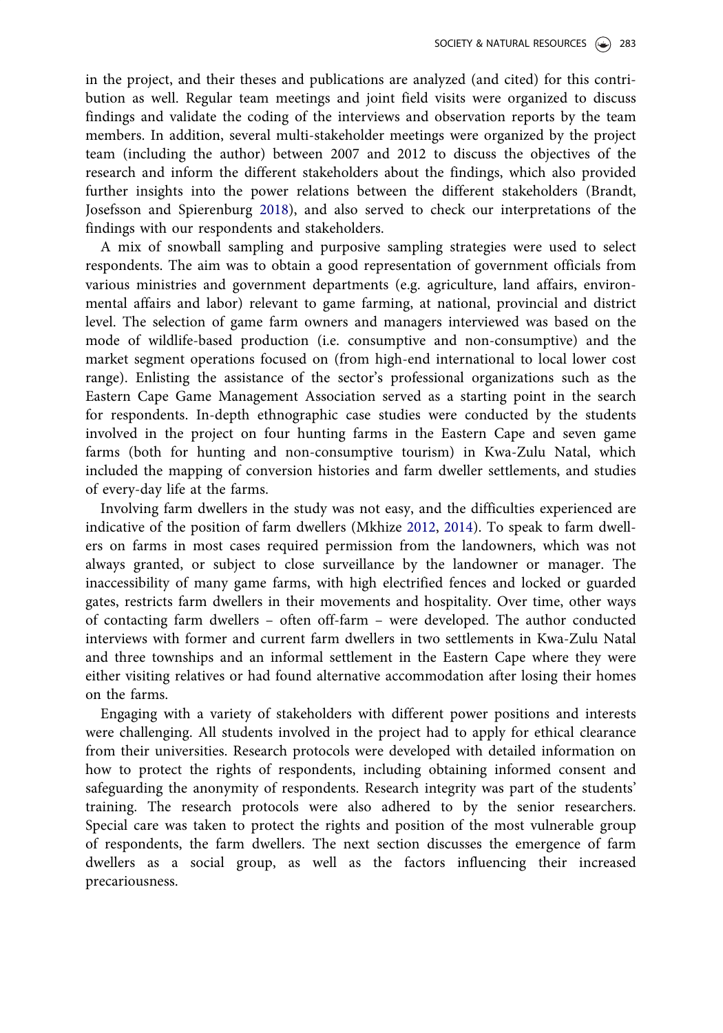in the project, and their theses and publications are analyzed (and cited) for this contribution as well. Regular team meetings and joint field visits were organized to discuss findings and validate the coding of the interviews and observation reports by the team members. In addition, several multi-stakeholder meetings were organized by the project team (including the author) between 2007 and 2012 to discuss the objectives of the research and inform the different stakeholders about the findings, which also provided further insights into the power relations between the different stakeholders (Brandt, Josefsson and Spierenburg 2018), and also served to check our interpretations of the findings with our respondents and stakeholders.

A mix of snowball sampling and purposive sampling strategies were used to select respondents. The aim was to obtain a good representation of government officials from various ministries and government departments (e.g. agriculture, land affairs, environmental affairs and labor) relevant to game farming, at national, provincial and district level. The selection of game farm owners and managers interviewed was based on the mode of wildlife-based production (i.e. consumptive and non-consumptive) and the market segment operations focused on (from high-end international to local lower cost range). Enlisting the assistance of the sector's professional organizations such as the Eastern Cape Game Management Association served as a starting point in the search for respondents. In-depth ethnographic case studies were conducted by the students involved in the project on four hunting farms in the Eastern Cape and seven game farms (both for hunting and non-consumptive tourism) in Kwa-Zulu Natal, which included the mapping of conversion histories and farm dweller settlements, and studies of every-day life at the farms.

Involving farm dwellers in the study was not easy, and the difficulties experienced are indicative of the position of farm dwellers (Mkhize 2012, 2014). To speak to farm dwellers on farms in most cases required permission from the landowners, which was not always granted, or subject to close surveillance by the landowner or manager. The inaccessibility of many game farms, with high electrified fences and locked or guarded gates, restricts farm dwellers in their movements and hospitality. Over time, other ways of contacting farm dwellers – often off-farm – were developed. The author conducted interviews with former and current farm dwellers in two settlements in Kwa-Zulu Natal and three townships and an informal settlement in the Eastern Cape where they were either visiting relatives or had found alternative accommodation after losing their homes on the farms.

Engaging with a variety of stakeholders with different power positions and interests were challenging. All students involved in the project had to apply for ethical clearance from their universities. Research protocols were developed with detailed information on how to protect the rights of respondents, including obtaining informed consent and safeguarding the anonymity of respondents. Research integrity was part of the students' training. The research protocols were also adhered to by the senior researchers. Special care was taken to protect the rights and position of the most vulnerable group of respondents, the farm dwellers. The next section discusses the emergence of farm dwellers as a social group, as well as the factors influencing their increased precariousness.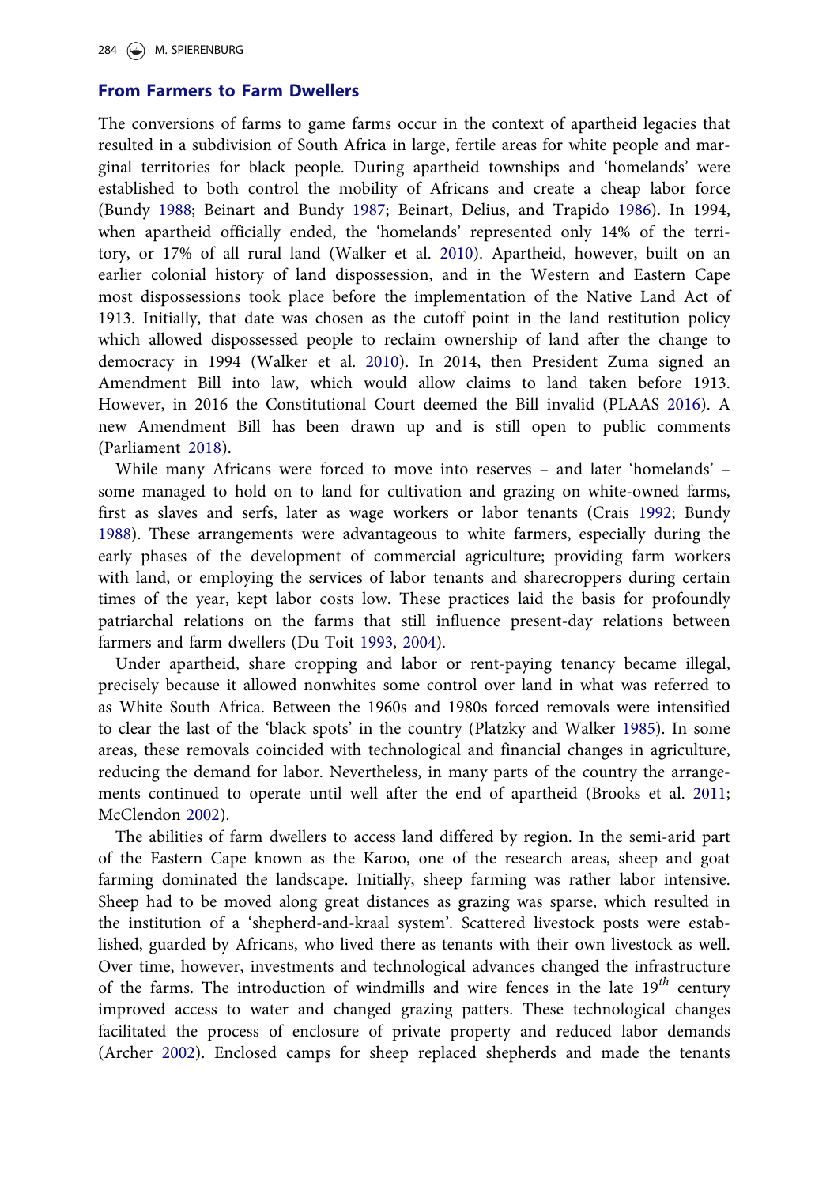## From Farmers to Farm Dwellers

The conversions of farms to game farms occur in the context of apartheid legacies that resulted in a subdivision of South Africa in large, fertile areas for white people and marginal territories for black people. During apartheid townships and 'homelands' were established to both control the mobility of Africans and create a cheap labor force (Bundy 1988; Beinart and Bundy 1987; Beinart, Delius, and Trapido 1986). In 1994, when apartheid officially ended, the 'homelands' represented only 14% of the territory, or 17% of all rural land (Walker et al. 2010). Apartheid, however, built on an earlier colonial history of land dispossession, and in the Western and Eastern Cape most dispossessions took place before the implementation of the Native Land Act of 1913. Initially, that date was chosen as the cutoff point in the land restitution policy which allowed dispossessed people to reclaim ownership of land after the change to democracy in 1994 (Walker et al. 2010). In 2014, then President Zuma signed an Amendment Bill into law, which would allow claims to land taken before 1913. However, in 2016 the Constitutional Court deemed the Bill invalid (PLAAS 2016). A new Amendment Bill has been drawn up and is still open to public comments (Parliament 2018).

While many Africans were forced to move into reserves – and later 'homelands' – some managed to hold on to land for cultivation and grazing on white-owned farms, first as slaves and serfs, later as wage workers or labor tenants (Crais 1992; Bundy 1988). These arrangements were advantageous to white farmers, especially during the early phases of the development of commercial agriculture; providing farm workers with land, or employing the services of labor tenants and sharecroppers during certain times of the year, kept labor costs low. These practices laid the basis for profoundly patriarchal relations on the farms that still influence present-day relations between farmers and farm dwellers (Du Toit 1993, 2004).

Under apartheid, share cropping and labor or rent-paying tenancy became illegal, precisely because it allowed nonwhites some control over land in what was referred to as White South Africa. Between the 1960s and 1980s forced removals were intensified to clear the last of the 'black spots' in the country (Platzky and Walker 1985). In some areas, these removals coincided with technological and financial changes in agriculture, reducing the demand for labor. Nevertheless, in many parts of the country the arrangements continued to operate until well after the end of apartheid (Brooks et al. 2011; McClendon 2002).

The abilities of farm dwellers to access land differed by region. In the semi-arid part of the Eastern Cape known as the Karoo, one of the research areas, sheep and goat farming dominated the landscape. Initially, sheep farming was rather labor intensive. Sheep had to be moved along great distances as grazing was sparse, which resulted in the institution of a 'shepherd-and-kraal system'. Scattered livestock posts were established, guarded by Africans, who lived there as tenants with their own livestock as well. Over time, however, investments and technological advances changed the infrastructure of the farms. The introduction of windmills and wire fences in the late 19*th* century improved access to water and changed grazing patters. These technological changes facilitated the process of enclosure of private property and reduced labor demands (Archer 2002). Enclosed camps for sheep replaced shepherds and made the tenants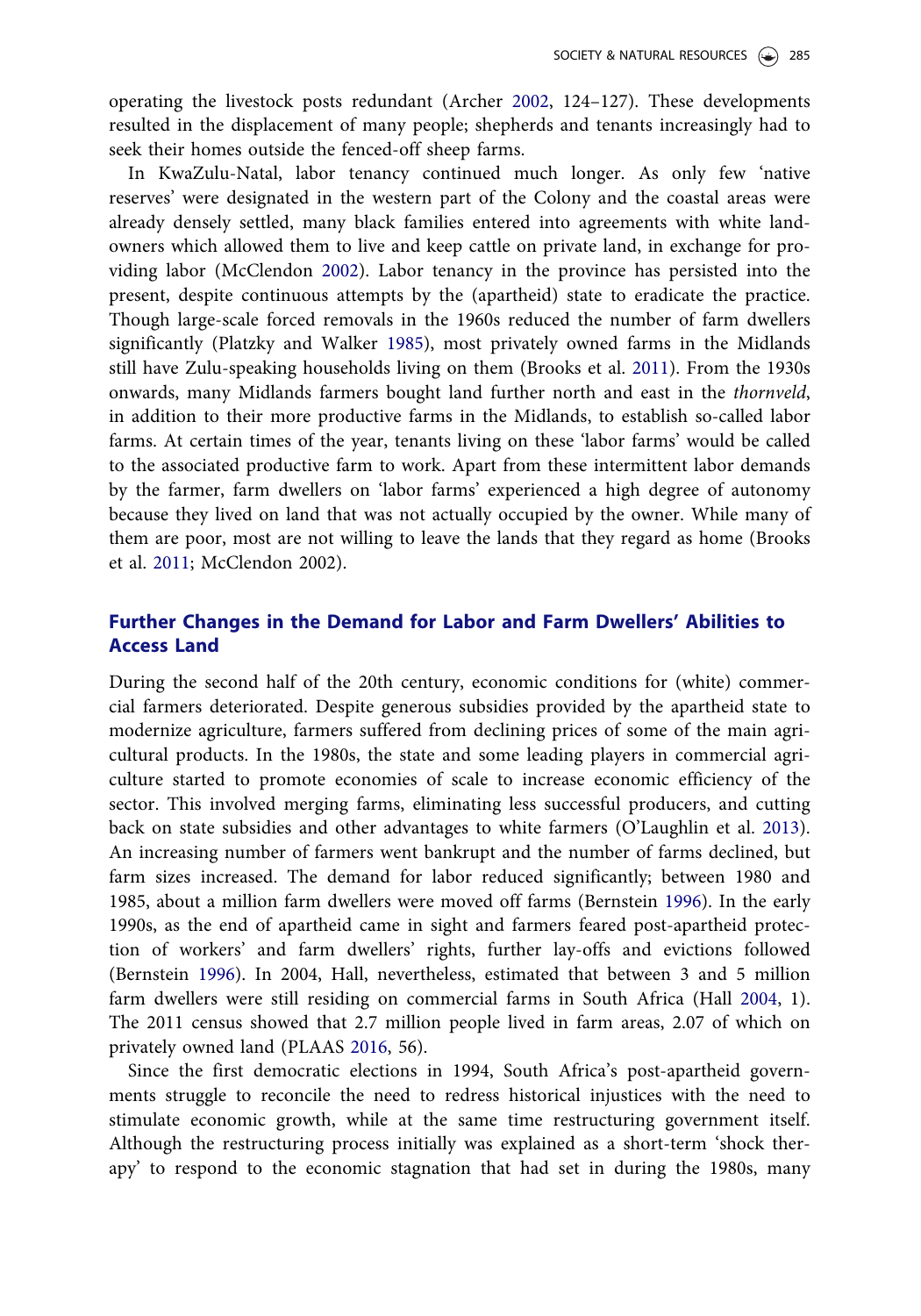operating the livestock posts redundant (Archer 2002, 124–127). These developments resulted in the displacement of many people; shepherds and tenants increasingly had to seek their homes outside the fenced-off sheep farms.

In KwaZulu-Natal, labor tenancy continued much longer. As only few 'native reserves' were designated in the western part of the Colony and the coastal areas were already densely settled, many black families entered into agreements with white landowners which allowed them to live and keep cattle on private land, in exchange for providing labor (McClendon 2002). Labor tenancy in the province has persisted into the present, despite continuous attempts by the (apartheid) state to eradicate the practice. Though large-scale forced removals in the 1960s reduced the number of farm dwellers significantly (Platzky and Walker 1985), most privately owned farms in the Midlands still have Zulu-speaking households living on them (Brooks et al. 2011). From the 1930s onwards, many Midlands farmers bought land further north and east in the *thornveld*, in addition to their more productive farms in the Midlands, to establish so-called labor farms. At certain times of the year, tenants living on these 'labor farms' would be called to the associated productive farm to work. Apart from these intermittent labor demands by the farmer, farm dwellers on 'labor farms' experienced a high degree of autonomy because they lived on land that was not actually occupied by the owner. While many of them are poor, most are not willing to leave the lands that they regard as home (Brooks et al. 2011; McClendon 2002).

## Further Changes in the Demand for Labor and Farm Dwellers' Abilities to Access Land

During the second half of the 20th century, economic conditions for (white) commercial farmers deteriorated. Despite generous subsidies provided by the apartheid state to modernize agriculture, farmers suffered from declining prices of some of the main agricultural products. In the 1980s, the state and some leading players in commercial agriculture started to promote economies of scale to increase economic efficiency of the sector. This involved merging farms, eliminating less successful producers, and cutting back on state subsidies and other advantages to white farmers (O'Laughlin et al. 2013). An increasing number of farmers went bankrupt and the number of farms declined, but farm sizes increased. The demand for labor reduced significantly; between 1980 and 1985, about a million farm dwellers were moved off farms (Bernstein 1996). In the early 1990s, as the end of apartheid came in sight and farmers feared post-apartheid protection of workers' and farm dwellers' rights, further lay-offs and evictions followed (Bernstein 1996). In 2004, Hall, nevertheless, estimated that between 3 and 5 million farm dwellers were still residing on commercial farms in South Africa (Hall 2004, 1). The 2011 census showed that 2.7 million people lived in farm areas, 2.07 of which on privately owned land (PLAAS 2016, 56).

Since the first democratic elections in 1994, South Africa's post-apartheid governments struggle to reconcile the need to redress historical injustices with the need to stimulate economic growth, while at the same time restructuring government itself. Although the restructuring process initially was explained as a short-term 'shock therapy' to respond to the economic stagnation that had set in during the 1980s, many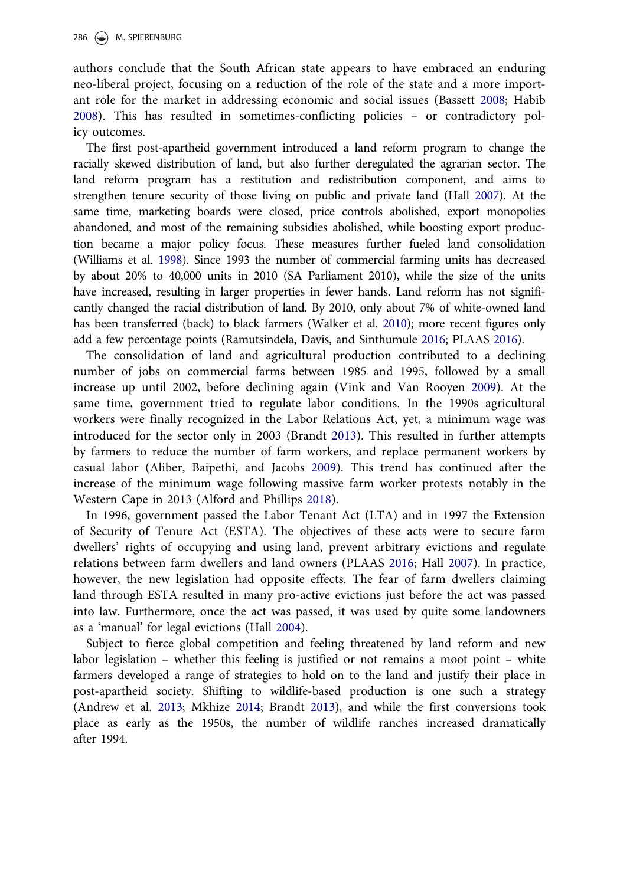authors conclude that the South African state appears to have embraced an enduring neo-liberal project, focusing on a reduction of the role of the state and a more important role for the market in addressing economic and social issues (Bassett 2008; Habib 2008). This has resulted in sometimes-conflicting policies – or contradictory policy outcomes.

The first post-apartheid government introduced a land reform program to change the racially skewed distribution of land, but also further deregulated the agrarian sector. The land reform program has a restitution and redistribution component, and aims to strengthen tenure security of those living on public and private land (Hall 2007). At the same time, marketing boards were closed, price controls abolished, export monopolies abandoned, and most of the remaining subsidies abolished, while boosting export production became a major policy focus. These measures further fueled land consolidation (Williams et al. 1998). Since 1993 the number of commercial farming units has decreased by about 20% to 40,000 units in 2010 (SA Parliament 2010), while the size of the units have increased, resulting in larger properties in fewer hands. Land reform has not significantly changed the racial distribution of land. By 2010, only about 7% of white-owned land has been transferred (back) to black farmers (Walker et al. 2010); more recent figures only add a few percentage points (Ramutsindela, Davis, and Sinthumule 2016; PLAAS 2016).

The consolidation of land and agricultural production contributed to a declining number of jobs on commercial farms between 1985 and 1995, followed by a small increase up until 2002, before declining again (Vink and Van Rooyen 2009). At the same time, government tried to regulate labor conditions. In the 1990s agricultural workers were finally recognized in the Labor Relations Act, yet, a minimum wage was introduced for the sector only in 2003 (Brandt 2013). This resulted in further attempts by farmers to reduce the number of farm workers, and replace permanent workers by casual labor (Aliber, Baipethi, and Jacobs 2009). This trend has continued after the increase of the minimum wage following massive farm worker protests notably in the Western Cape in 2013 (Alford and Phillips 2018).

In 1996, government passed the Labor Tenant Act (LTA) and in 1997 the Extension of Security of Tenure Act (ESTA). The objectives of these acts were to secure farm dwellers' rights of occupying and using land, prevent arbitrary evictions and regulate relations between farm dwellers and land owners (PLAAS 2016; Hall 2007). In practice, however, the new legislation had opposite effects. The fear of farm dwellers claiming land through ESTA resulted in many pro-active evictions just before the act was passed into law. Furthermore, once the act was passed, it was used by quite some landowners as a 'manual' for legal evictions (Hall 2004).

Subject to fierce global competition and feeling threatened by land reform and new labor legislation – whether this feeling is justified or not remains a moot point – white farmers developed a range of strategies to hold on to the land and justify their place in post-apartheid society. Shifting to wildlife-based production is one such a strategy (Andrew et al. 2013; Mkhize 2014; Brandt 2013), and while the first conversions took place as early as the 1950s, the number of wildlife ranches increased dramatically after 1994.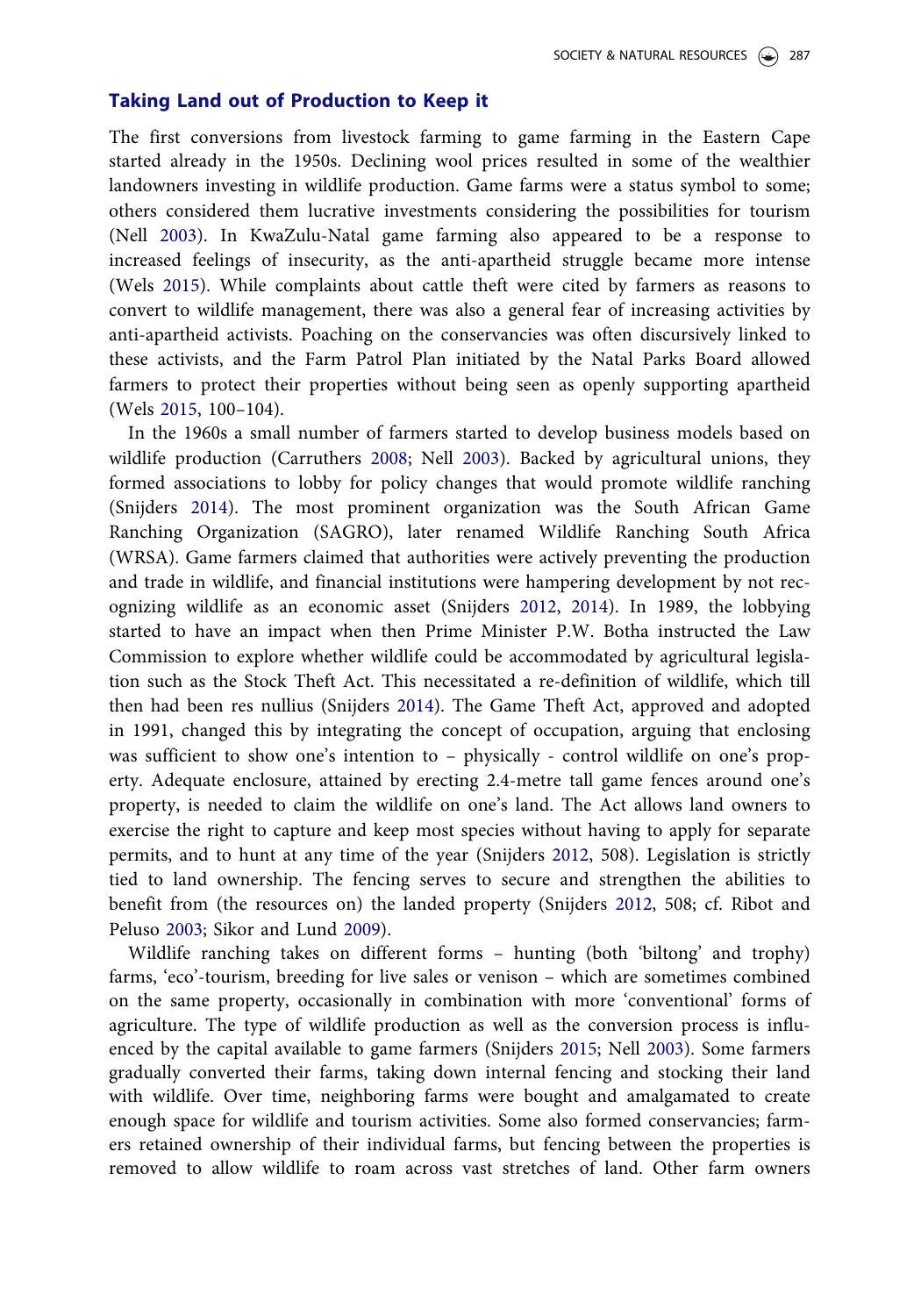## Taking Land out of Production to Keep it

The first conversions from livestock farming to game farming in the Eastern Cape started already in the 1950s. Declining wool prices resulted in some of the wealthier landowners investing in wildlife production. Game farms were a status symbol to some; others considered them lucrative investments considering the possibilities for tourism (Nell 2003). In KwaZulu-Natal game farming also appeared to be a response to increased feelings of insecurity, as the anti-apartheid struggle became more intense (Wels 2015). While complaints about cattle theft were cited by farmers as reasons to convert to wildlife management, there was also a general fear of increasing activities by anti-apartheid activists. Poaching on the conservancies was often discursively linked to these activists, and the Farm Patrol Plan initiated by the Natal Parks Board allowed farmers to protect their properties without being seen as openly supporting apartheid (Wels 2015, 100–104).

In the 1960s a small number of farmers started to develop business models based on wildlife production (Carruthers 2008; Nell 2003). Backed by agricultural unions, they formed associations to lobby for policy changes that would promote wildlife ranching (Snijders 2014). The most prominent organization was the South African Game Ranching Organization (SAGRO), later renamed Wildlife Ranching South Africa (WRSA). Game farmers claimed that authorities were actively preventing the production and trade in wildlife, and financial institutions were hampering development by not recognizing wildlife as an economic asset (Snijders 2012, 2014). In 1989, the lobbying started to have an impact when then Prime Minister P.W. Botha instructed the Law Commission to explore whether wildlife could be accommodated by agricultural legislation such as the Stock Theft Act. This necessitated a re-definition of wildlife, which till then had been res nullius (Snijders 2014). The Game Theft Act, approved and adopted in 1991, changed this by integrating the concept of occupation, arguing that enclosing was sufficient to show one's intention to – physically - control wildlife on one's property. Adequate enclosure, attained by erecting 2.4-metre tall game fences around one's property, is needed to claim the wildlife on one's land. The Act allows land owners to exercise the right to capture and keep most species without having to apply for separate permits, and to hunt at any time of the year (Snijders 2012, 508). Legislation is strictly tied to land ownership. The fencing serves to secure and strengthen the abilities to benefit from (the resources on) the landed property (Snijders 2012, 508; cf. Ribot and Peluso 2003; Sikor and Lund 2009).

Wildlife ranching takes on different forms – hunting (both 'biltong' and trophy) farms, 'eco'-tourism, breeding for live sales or venison – which are sometimes combined on the same property, occasionally in combination with more 'conventional' forms of agriculture. The type of wildlife production as well as the conversion process is influenced by the capital available to game farmers (Snijders 2015; Nell 2003). Some farmers gradually converted their farms, taking down internal fencing and stocking their land with wildlife. Over time, neighboring farms were bought and amalgamated to create enough space for wildlife and tourism activities. Some also formed conservancies; farmers retained ownership of their individual farms, but fencing between the properties is removed to allow wildlife to roam across vast stretches of land. Other farm owners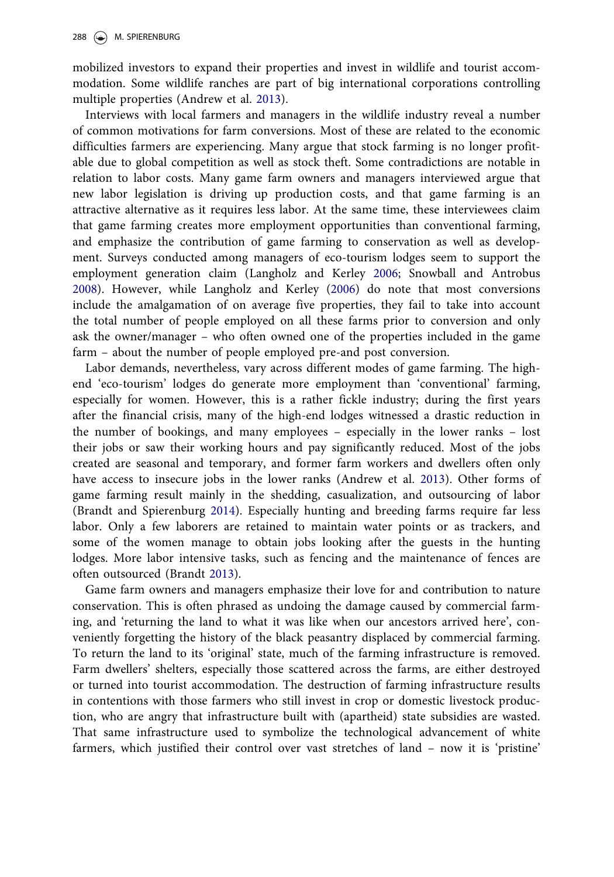mobilized investors to expand their properties and invest in wildlife and tourist accommodation. Some wildlife ranches are part of big international corporations controlling multiple properties (Andrew et al. 2013).

Interviews with local farmers and managers in the wildlife industry reveal a number of common motivations for farm conversions. Most of these are related to the economic difficulties farmers are experiencing. Many argue that stock farming is no longer profitable due to global competition as well as stock theft. Some contradictions are notable in relation to labor costs. Many game farm owners and managers interviewed argue that new labor legislation is driving up production costs, and that game farming is an attractive alternative as it requires less labor. At the same time, these interviewees claim that game farming creates more employment opportunities than conventional farming, and emphasize the contribution of game farming to conservation as well as development. Surveys conducted among managers of eco-tourism lodges seem to support the employment generation claim (Langholz and Kerley 2006; Snowball and Antrobus 2008). However, while Langholz and Kerley (2006) do note that most conversions include the amalgamation of on average five properties, they fail to take into account the total number of people employed on all these farms prior to conversion and only ask the owner/manager – who often owned one of the properties included in the game farm – about the number of people employed pre-and post conversion.

Labor demands, nevertheless, vary across different modes of game farming. The high-end 'eco-tourism' lodges do generate more employment than 'conventional' farming, especially for women. However, this is a rather fickle industry; during the first years after the financial crisis, many of the high-end lodges witnessed a drastic reduction in the number of bookings, and many employees – especially in the lower ranks – lost their jobs or saw their working hours and pay significantly reduced. Most of the jobs created are seasonal and temporary, and former farm workers and dwellers often only have access to insecure jobs in the lower ranks (Andrew et al. 2013). Other forms of game farming result mainly in the shedding, casualization, and outsourcing of labor (Brandt and Spierenburg 2014). Especially hunting and breeding farms require far less labor. Only a few laborers are retained to maintain water points or as trackers, and some of the women manage to obtain jobs looking after the guests in the hunting lodges. More labor intensive tasks, such as fencing and the maintenance of fences are often outsourced (Brandt 2013).

Game farm owners and managers emphasize their love for and contribution to nature conservation. This is often phrased as undoing the damage caused by commercial farming, and 'returning the land to what it was like when our ancestors arrived here', conveniently forgetting the history of the black peasantry displaced by commercial farming. To return the land to its 'original' state, much of the farming infrastructure is removed. Farm dwellers' shelters, especially those scattered across the farms, are either destroyed or turned into tourist accommodation. The destruction of farming infrastructure results in contentions with those farmers who still invest in crop or domestic livestock production, who are angry that infrastructure built with (apartheid) state subsidies are wasted. That same infrastructure used to symbolize the technological advancement of white farmers, which justified their control over vast stretches of land – now it is 'pristine'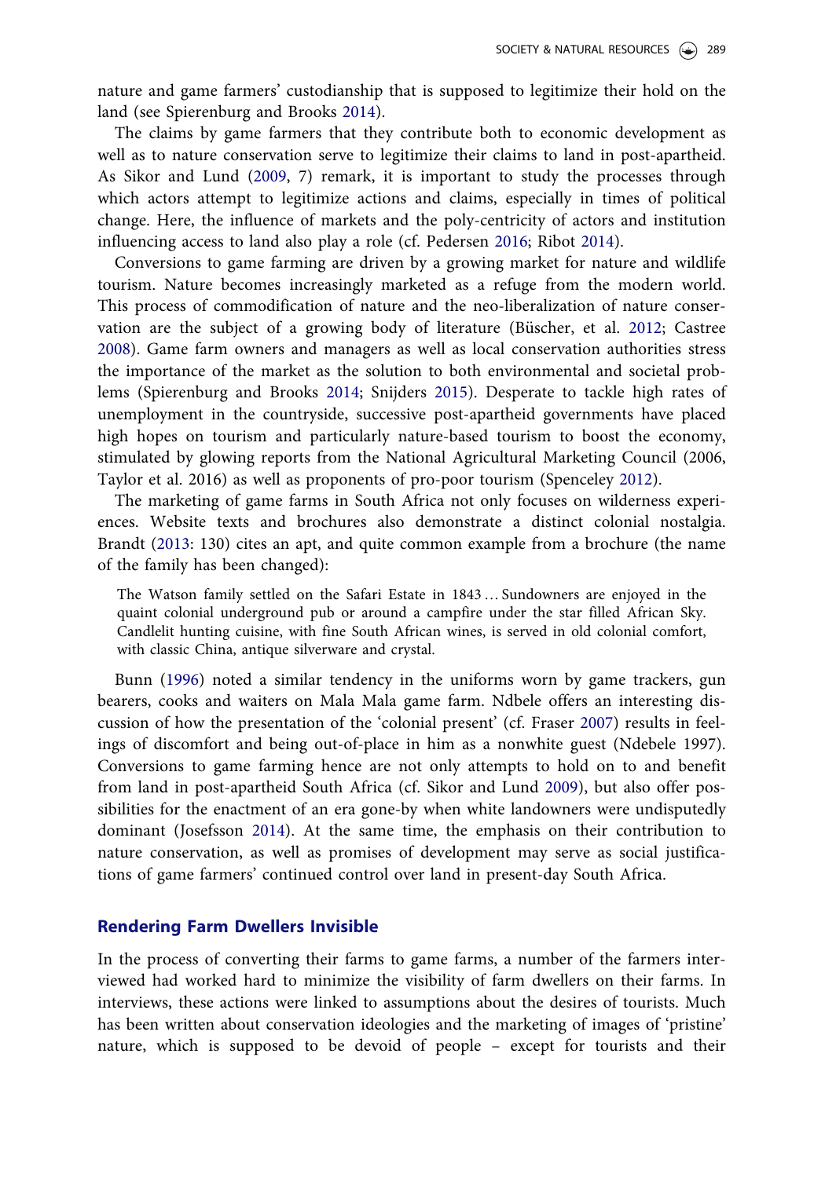nature and game farmers' custodianship that is supposed to legitimize their hold on the land (see Spierenburg and Brooks 2014).

The claims by game farmers that they contribute both to economic development as well as to nature conservation serve to legitimize their claims to land in post-apartheid. As Sikor and Lund (2009, 7) remark, it is important to study the processes through which actors attempt to legitimize actions and claims, especially in times of political change. Here, the influence of markets and the poly-centricity of actors and institution influencing access to land also play a role (cf. Pedersen 2016; Ribot 2014).

Conversions to game farming are driven by a growing market for nature and wildlife tourism. Nature becomes increasingly marketed as a refuge from the modern world. This process of commodification of nature and the neo-liberalization of nature conservation are the subject of a growing body of literature (Büscher, et al. 2012; Castree 2008). Game farm owners and managers as well as local conservation authorities stress the importance of the market as the solution to both environmental and societal problems (Spierenburg and Brooks 2014; Snijders 2015). Desperate to tackle high rates of unemployment in the countryside, successive post-apartheid governments have placed high hopes on tourism and particularly nature-based tourism to boost the economy, stimulated by glowing reports from the National Agricultural Marketing Council (2006, Taylor et al. 2016) as well as proponents of pro-poor tourism (Spenceley 2012).

The marketing of game farms in South Africa not only focuses on wilderness experiences. Website texts and brochures also demonstrate a distinct colonial nostalgia. Brandt (2013: 130) cites an apt, and quite common example from a brochure (the name of the family has been changed):

> The Watson family settled on the Safari Estate in 1843 … Sundowners are enjoyed in the quaint colonial underground pub or around a campfire under the star filled African Sky. Candlelit hunting cuisine, with fine South African wines, is served in old colonial comfort, with classic China, antique silverware and crystal.

Bunn (1996) noted a similar tendency in the uniforms worn by game trackers, gun bearers, cooks and waiters on Mala Mala game farm. Ndbele offers an interesting discussion of how the presentation of the 'colonial present' (cf. Fraser 2007) results in feelings of discomfort and being out-of-place in him as a nonwhite guest (Ndebele 1997). Conversions to game farming hence are not only attempts to hold on to and benefit from land in post-apartheid South Africa (cf. Sikor and Lund 2009), but also offer possibilities for the enactment of an era gone-by when white landowners were undisputedly dominant (Josefsson 2014). At the same time, the emphasis on their contribution to nature conservation, as well as promises of development may serve as social justifications of game farmers' continued control over land in present-day South Africa.

## Rendering Farm Dwellers Invisible

In the process of converting their farms to game farms, a number of the farmers interviewed had worked hard to minimize the visibility of farm dwellers on their farms. In interviews, these actions were linked to assumptions about the desires of tourists. Much has been written about conservation ideologies and the marketing of images of 'pristine' nature, which is supposed to be devoid of people – except for tourists and their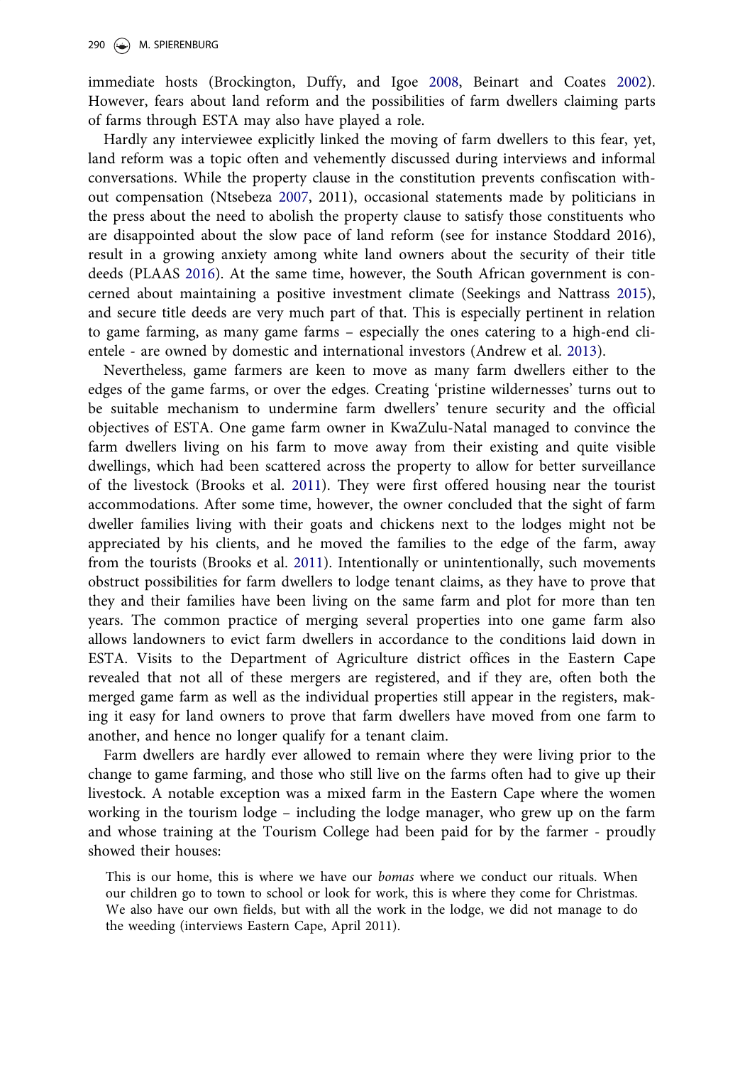immediate hosts (Brockington, Duffy, and Igoe 2008, Beinart and Coates 2002). However, fears about land reform and the possibilities of farm dwellers claiming parts of farms through ESTA may also have played a role.

Hardly any interviewee explicitly linked the moving of farm dwellers to this fear, yet, land reform was a topic often and vehemently discussed during interviews and informal conversations. While the property clause in the constitution prevents confiscation without compensation (Ntsebeza 2007, 2011), occasional statements made by politicians in the press about the need to abolish the property clause to satisfy those constituents who are disappointed about the slow pace of land reform (see for instance Stoddard 2016), result in a growing anxiety among white land owners about the security of their title deeds (PLAAS 2016). At the same time, however, the South African government is concerned about maintaining a positive investment climate (Seekings and Nattrass 2015), and secure title deeds are very much part of that. This is especially pertinent in relation to game farming, as many game farms – especially the ones catering to a high-end clientele - are owned by domestic and international investors (Andrew et al. 2013).

Nevertheless, game farmers are keen to move as many farm dwellers either to the edges of the game farms, or over the edges. Creating 'pristine wildernesses' turns out to be suitable mechanism to undermine farm dwellers' tenure security and the official objectives of ESTA. One game farm owner in KwaZulu-Natal managed to convince the farm dwellers living on his farm to move away from their existing and quite visible dwellings, which had been scattered across the property to allow for better surveillance of the livestock (Brooks et al. 2011). They were first offered housing near the tourist accommodations. After some time, however, the owner concluded that the sight of farm dweller families living with their goats and chickens next to the lodges might not be appreciated by his clients, and he moved the families to the edge of the farm, away from the tourists (Brooks et al. 2011). Intentionally or unintentionally, such movements obstruct possibilities for farm dwellers to lodge tenant claims, as they have to prove that they and their families have been living on the same farm and plot for more than ten years. The common practice of merging several properties into one game farm also allows landowners to evict farm dwellers in accordance to the conditions laid down in ESTA. Visits to the Department of Agriculture district offices in the Eastern Cape revealed that not all of these mergers are registered, and if they are, often both the merged game farm as well as the individual properties still appear in the registers, making it easy for land owners to prove that farm dwellers have moved from one farm to another, and hence no longer qualify for a tenant claim.

Farm dwellers are hardly ever allowed to remain where they were living prior to the change to game farming, and those who still live on the farms often had to give up their livestock. A notable exception was a mixed farm in the Eastern Cape where the women working in the tourism lodge – including the lodge manager, who grew up on the farm and whose training at the Tourism College had been paid for by the farmer - proudly showed their houses:

> This is our home, this is where we have our *bomas* where we conduct our rituals. When our children go to town to school or look for work, this is where they come for Christmas. We also have our own fields, but with all the work in the lodge, we did not manage to do the weeding (interviews Eastern Cape, April 2011).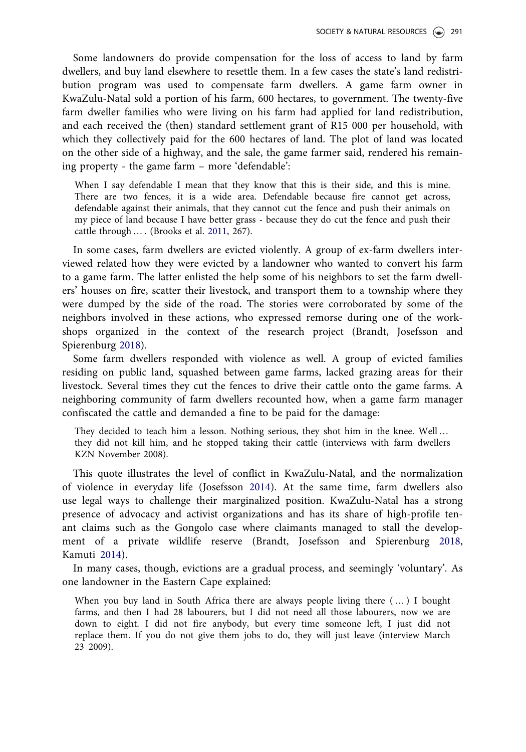Some landowners do provide compensation for the loss of access to land by farm dwellers, and buy land elsewhere to resettle them. In a few cases the state's land redistribution program was used to compensate farm dwellers. A game farm owner in KwaZulu-Natal sold a portion of his farm, 600 hectares, to government. The twenty-five farm dweller families who were living on his farm had applied for land redistribution, and each received the (then) standard settlement grant of R15 000 per household, with which they collectively paid for the 600 hectares of land. The plot of land was located on the other side of a highway, and the sale, the game farmer said, rendered his remaining property - the game farm – more 'defendable':

> When I say defendable I mean that they know that this is their side, and this is mine. There are two fences, it is a wide area. Defendable because fire cannot get across, defendable against their animals, that they cannot cut the fence and push their animals on my piece of land because I have better grass - because they do cut the fence and push their cattle through … . (Brooks et al. 2011, 267).

In some cases, farm dwellers are evicted violently. A group of ex-farm dwellers interviewed related how they were evicted by a landowner who wanted to convert his farm to a game farm. The latter enlisted the help some of his neighbors to set the farm dwellers' houses on fire, scatter their livestock, and transport them to a township where they were dumped by the side of the road. The stories were corroborated by some of the neighbors involved in these actions, who expressed remorse during one of the workshops organized in the context of the research project (Brandt, Josefsson and Spierenburg 2018).

Some farm dwellers responded with violence as well. A group of evicted families residing on public land, squashed between game farms, lacked grazing areas for their livestock. Several times they cut the fences to drive their cattle onto the game farms. A neighboring community of farm dwellers recounted how, when a game farm manager confiscated the cattle and demanded a fine to be paid for the damage:

> They decided to teach him a lesson. Nothing serious, they shot him in the knee. Well … they did not kill him, and he stopped taking their cattle (interviews with farm dwellers KZN November 2008).

This quote illustrates the level of conflict in KwaZulu-Natal, and the normalization of violence in everyday life (Josefsson 2014). At the same time, farm dwellers also use legal ways to challenge their marginalized position. KwaZulu-Natal has a strong presence of advocacy and activist organizations and has its share of high-profile tenant claims such as the Gongolo case where claimants managed to stall the development of a private wildlife reserve (Brandt, Josefsson and Spierenburg 2018, Kamuti 2014).

In many cases, though, evictions are a gradual process, and seemingly 'voluntary'. As one landowner in the Eastern Cape explained:

> When you buy land in South Africa there are always people living there ( … ) I bought farms, and then I had 28 labourers, but I did not need all those labourers, now we are down to eight. I did not fire anybody, but every time someone left, I just did not replace them. If you do not give them jobs to do, they will just leave (interview March 23 2009).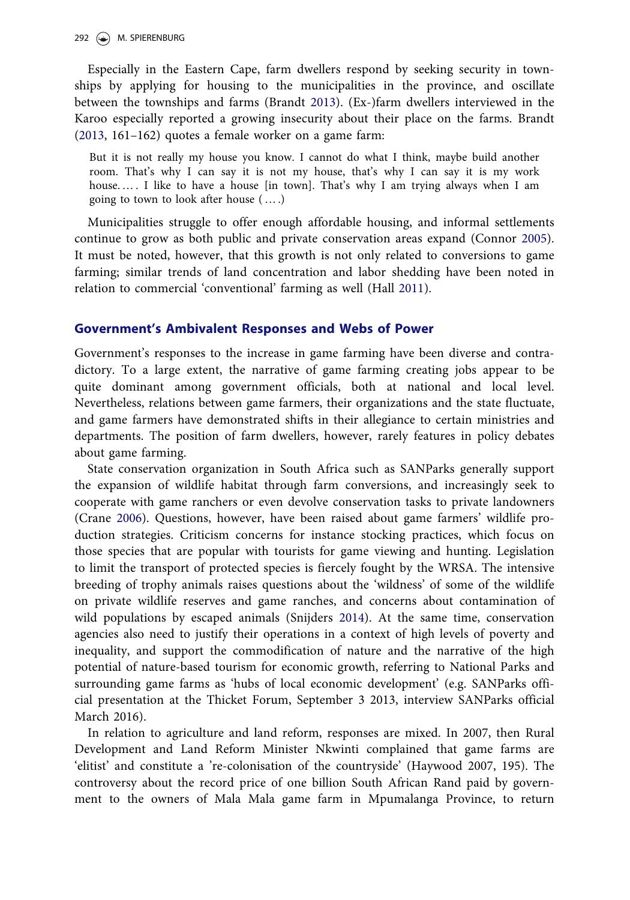Especially in the Eastern Cape, farm dwellers respond by seeking security in townships by applying for housing to the municipalities in the province, and oscillate between the townships and farms (Brandt 2013). (Ex-)farm dwellers interviewed in the Karoo especially reported a growing insecurity about their place on the farms. Brandt (2013, 161–162) quotes a female worker on a game farm:

> But it is not really my house you know. I cannot do what I think, maybe build another room. That's why I can say it is not my house, that's why I can say it is my work house.… . I like to have a house [in town]. That's why I am trying always when I am going to town to look after house (… .)

Municipalities struggle to offer enough affordable housing, and informal settlements continue to grow as both public and private conservation areas expand (Connor 2005). It must be noted, however, that this growth is not only related to conversions to game farming; similar trends of land concentration and labor shedding have been noted in relation to commercial 'conventional' farming as well (Hall 2011).

## Government's Ambivalent Responses and Webs of Power

Government's responses to the increase in game farming have been diverse and contradictory. To a large extent, the narrative of game farming creating jobs appear to be quite dominant among government officials, both at national and local level. Nevertheless, relations between game farmers, their organizations and the state fluctuate, and game farmers have demonstrated shifts in their allegiance to certain ministries and departments. The position of farm dwellers, however, rarely features in policy debates about game farming.

State conservation organization in South Africa such as SANParks generally support the expansion of wildlife habitat through farm conversions, and increasingly seek to cooperate with game ranchers or even devolve conservation tasks to private landowners (Crane 2006). Questions, however, have been raised about game farmers' wildlife production strategies. Criticism concerns for instance stocking practices, which focus on those species that are popular with tourists for game viewing and hunting. Legislation to limit the transport of protected species is fiercely fought by the WRSA. The intensive breeding of trophy animals raises questions about the 'wildness' of some of the wildlife on private wildlife reserves and game ranches, and concerns about contamination of wild populations by escaped animals (Snijders 2014). At the same time, conservation agencies also need to justify their operations in a context of high levels of poverty and inequality, and support the commodification of nature and the narrative of the high potential of nature-based tourism for economic growth, referring to National Parks and surrounding game farms as 'hubs of local economic development' (e.g. SANParks official presentation at the Thicket Forum, September 3 2013, interview SANParks official March 2016).

In relation to agriculture and land reform, responses are mixed. In 2007, then Rural Development and Land Reform Minister Nkwinti complained that game farms are 'elitist' and constitute a 're-colonisation of the countryside' (Haywood 2007, 195). The controversy about the record price of one billion South African Rand paid by government to the owners of Mala Mala game farm in Mpumalanga Province, to return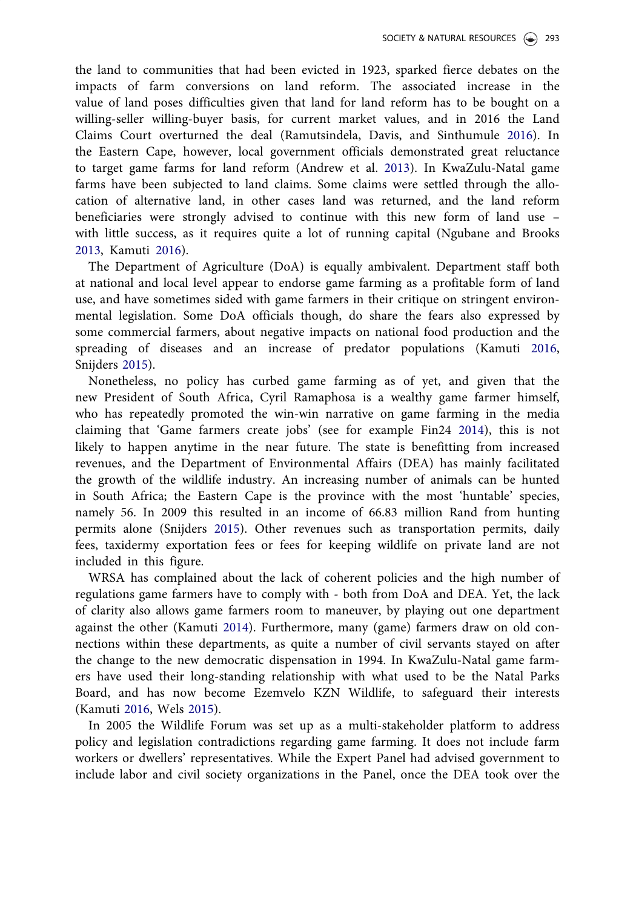the land to communities that had been evicted in 1923, sparked fierce debates on the impacts of farm conversions on land reform. The associated increase in the value of land poses difficulties given that land for land reform has to be bought on a willing-seller willing-buyer basis, for current market values, and in 2016 the Land Claims Court overturned the deal (Ramutsindela, Davis, and Sinthumule 2016). In the Eastern Cape, however, local government officials demonstrated great reluctance to target game farms for land reform (Andrew et al. 2013). In KwaZulu-Natal game farms have been subjected to land claims. Some claims were settled through the allocation of alternative land, in other cases land was returned, and the land reform beneficiaries were strongly advised to continue with this new form of land use – with little success, as it requires quite a lot of running capital (Ngubane and Brooks 2013, Kamuti 2016).

The Department of Agriculture (DoA) is equally ambivalent. Department staff both at national and local level appear to endorse game farming as a profitable form of land use, and have sometimes sided with game farmers in their critique on stringent environmental legislation. Some DoA officials though, do share the fears also expressed by some commercial farmers, about negative impacts on national food production and the spreading of diseases and an increase of predator populations (Kamuti 2016, Snijders 2015).

Nonetheless, no policy has curbed game farming as of yet, and given that the new President of South Africa, Cyril Ramaphosa is a wealthy game farmer himself, who has repeatedly promoted the win-win narrative on game farming in the media claiming that 'Game farmers create jobs' (see for example Fin24 2014), this is not likely to happen anytime in the near future. The state is benefitting from increased revenues, and the Department of Environmental Affairs (DEA) has mainly facilitated the growth of the wildlife industry. An increasing number of animals can be hunted in South Africa; the Eastern Cape is the province with the most 'huntable' species, namely 56. In 2009 this resulted in an income of 66.83 million Rand from hunting permits alone (Snijders 2015). Other revenues such as transportation permits, daily fees, taxidermy exportation fees or fees for keeping wildlife on private land are not included in this figure.

WRSA has complained about the lack of coherent policies and the high number of regulations game farmers have to comply with - both from DoA and DEA. Yet, the lack of clarity also allows game farmers room to maneuver, by playing out one department against the other (Kamuti 2014). Furthermore, many (game) farmers draw on old connections within these departments, as quite a number of civil servants stayed on after the change to the new democratic dispensation in 1994. In KwaZulu-Natal game farmers have used their long-standing relationship with what used to be the Natal Parks Board, and has now become Ezemvelo KZN Wildlife, to safeguard their interests (Kamuti 2016, Wels 2015).

In 2005 the Wildlife Forum was set up as a multi-stakeholder platform to address policy and legislation contradictions regarding game farming. It does not include farm workers or dwellers' representatives. While the Expert Panel had advised government to include labor and civil society organizations in the Panel, once the DEA took over the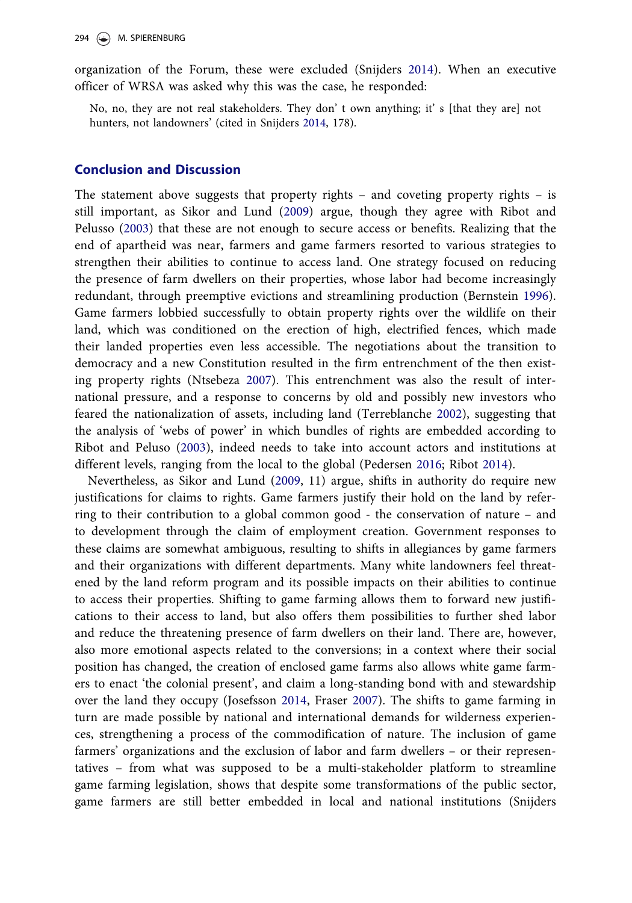organization of the Forum, these were excluded (Snijders 2014). When an executive officer of WRSA was asked why this was the case, he responded:

> No, no, they are not real stakeholders. They don' t own anything; it' s [that they are] not hunters, not landowners' (cited in Snijders 2014, 178).

## Conclusion and Discussion

The statement above suggests that property rights – and coveting property rights – is still important, as Sikor and Lund (2009) argue, though they agree with Ribot and Pelusso (2003) that these are not enough to secure access or benefits. Realizing that the end of apartheid was near, farmers and game farmers resorted to various strategies to strengthen their abilities to continue to access land. One strategy focused on reducing the presence of farm dwellers on their properties, whose labor had become increasingly redundant, through preemptive evictions and streamlining production (Bernstein 1996). Game farmers lobbied successfully to obtain property rights over the wildlife on their land, which was conditioned on the erection of high, electrified fences, which made their landed properties even less accessible. The negotiations about the transition to democracy and a new Constitution resulted in the firm entrenchment of the then existing property rights (Ntsebeza 2007). This entrenchment was also the result of international pressure, and a response to concerns by old and possibly new investors who feared the nationalization of assets, including land (Terreblanche 2002), suggesting that the analysis of 'webs of power' in which bundles of rights are embedded according to Ribot and Peluso (2003), indeed needs to take into account actors and institutions at different levels, ranging from the local to the global (Pedersen 2016; Ribot 2014).

Nevertheless, as Sikor and Lund (2009, 11) argue, shifts in authority do require new justifications for claims to rights. Game farmers justify their hold on the land by referring to their contribution to a global common good - the conservation of nature – and to development through the claim of employment creation. Government responses to these claims are somewhat ambiguous, resulting to shifts in allegiances by game farmers and their organizations with different departments. Many white landowners feel threatened by the land reform program and its possible impacts on their abilities to continue to access their properties. Shifting to game farming allows them to forward new justifications to their access to land, but also offers them possibilities to further shed labor and reduce the threatening presence of farm dwellers on their land. There are, however, also more emotional aspects related to the conversions; in a context where their social position has changed, the creation of enclosed game farms also allows white game farmers to enact 'the colonial present', and claim a long-standing bond with and stewardship over the land they occupy (Josefsson 2014, Fraser 2007). The shifts to game farming in turn are made possible by national and international demands for wilderness experiences, strengthening a process of the commodification of nature. The inclusion of game farmers' organizations and the exclusion of labor and farm dwellers – or their representatives – from what was supposed to be a multi-stakeholder platform to streamline game farming legislation, shows that despite some transformations of the public sector, game farmers are still better embedded in local and national institutions (Snijders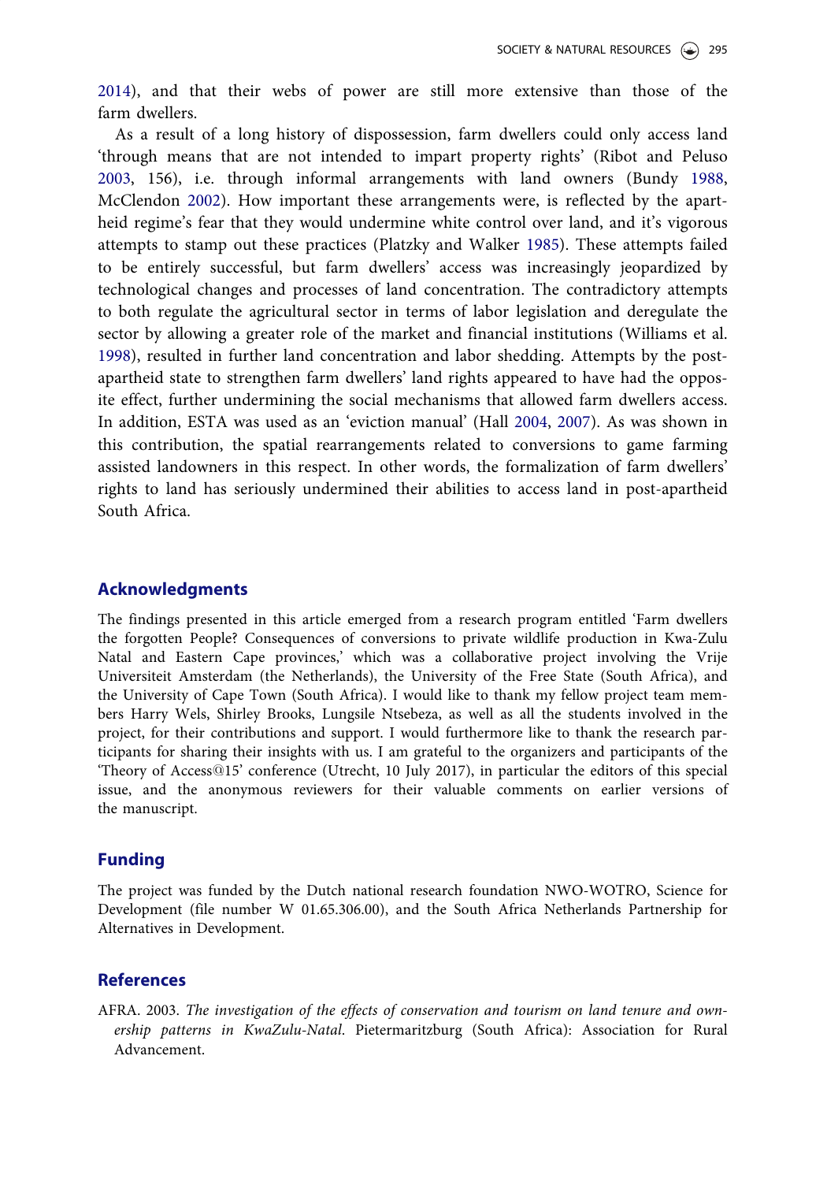2014), and that their webs of power are still more extensive than those of the farm dwellers.

As a result of a long history of dispossession, farm dwellers could only access land 'through means that are not intended to impart property rights' (Ribot and Peluso 2003, 156), i.e. through informal arrangements with land owners (Bundy 1988, McClendon 2002). How important these arrangements were, is reflected by the apartheid regime's fear that they would undermine white control over land, and it's vigorous attempts to stamp out these practices (Platzky and Walker 1985). These attempts failed to be entirely successful, but farm dwellers' access was increasingly jeopardized by technological changes and processes of land concentration. The contradictory attempts to both regulate the agricultural sector in terms of labor legislation and deregulate the sector by allowing a greater role of the market and financial institutions (Williams et al. 1998), resulted in further land concentration and labor shedding. Attempts by the post-apartheid state to strengthen farm dwellers' land rights appeared to have had the opposite effect, further undermining the social mechanisms that allowed farm dwellers access. In addition, ESTA was used as an 'eviction manual' (Hall 2004, 2007). As was shown in this contribution, the spatial rearrangements related to conversions to game farming assisted landowners in this respect. In other words, the formalization of farm dwellers' rights to land has seriously undermined their abilities to access land in post-apartheid South Africa.

## Acknowledgments

The findings presented in this article emerged from a research program entitled 'Farm dwellers the forgotten People? Consequences of conversions to private wildlife production in Kwa-Zulu Natal and Eastern Cape provinces,' which was a collaborative project involving the Vrije Universiteit Amsterdam (the Netherlands), the University of the Free State (South Africa), and the University of Cape Town (South Africa). I would like to thank my fellow project team members Harry Wels, Shirley Brooks, Lungsile Ntsebeza, as well as all the students involved in the project, for their contributions and support. I would furthermore like to thank the research participants for sharing their insights with us. I am grateful to the organizers and participants of the 'Theory of Access@15' conference (Utrecht, 10 July 2017), in particular the editors of this special issue, and the anonymous reviewers for their valuable comments on earlier versions of the manuscript.

## Funding

The project was funded by the Dutch national research foundation NWO-WOTRO, Science for Development (file number W 01.65.306.00), and the South Africa Netherlands Partnership for Alternatives in Development.

## References

AFRA. 2003. *The investigation of the effects of conservation and tourism on land tenure and ownership patterns in KwaZulu-Natal*. Pietermaritzburg (South Africa): Association for Rural Advancement.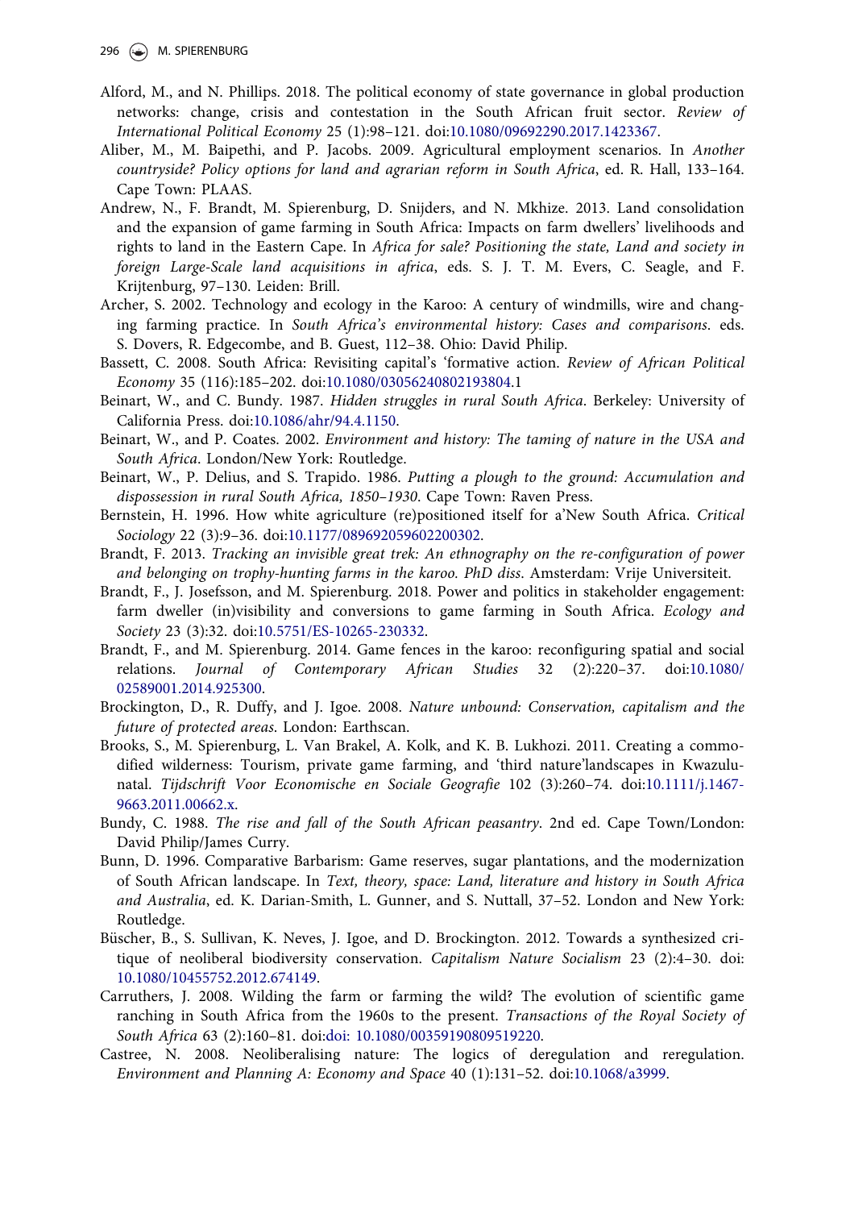Alford, M., and N. Phillips. 2018. The political economy of state governance in global production networks: change, crisis and contestation in the South African fruit sector. *Review of International Political Economy* 25 (1):98–121. doi:10.1080/09692290.2017.1423367.

Aliber, M., M. Baipethi, and P. Jacobs. 2009. Agricultural employment scenarios. In *Another countryside? Policy options for land and agrarian reform in South Africa*, ed. R. Hall, 133–164. Cape Town: PLAAS.

Andrew, N., F. Brandt, M. Spierenburg, D. Snijders, and N. Mkhize. 2013. Land consolidation and the expansion of game farming in South Africa: Impacts on farm dwellers' livelihoods and rights to land in the Eastern Cape. In *Africa for sale? Positioning the state, Land and society in foreign Large-Scale land acquisitions in africa*, eds. S. J. T. M. Evers, C. Seagle, and F. Krijtenburg, 97–130. Leiden: Brill.

Archer, S. 2002. Technology and ecology in the Karoo: A century of windmills, wire and changing farming practice. In *South Africa's environmental history: Cases and comparisons*. eds. S. Dovers, R. Edgecombe, and B. Guest, 112–38. Ohio: David Philip.

Bassett, C. 2008. South Africa: Revisiting capital's 'formative action. *Review of African Political Economy* 35 (116):185–202. doi:10.1080/03056240802193804.1

Beinart, W., and C. Bundy. 1987. *Hidden struggles in rural South Africa*. Berkeley: University of California Press. doi:10.1086/ahr/94.4.1150.

Beinart, W., and P. Coates. 2002. *Environment and history: The taming of nature in the USA and South Africa*. London/New York: Routledge.

Beinart, W., P. Delius, and S. Trapido. 1986. *Putting a plough to the ground: Accumulation and dispossession in rural South Africa, 1850–1930*. Cape Town: Raven Press.

Bernstein, H. 1996. How white agriculture (re)positioned itself for a'New South Africa. *Critical Sociology* 22 (3):9–36. doi:10.1177/089692059602200302.

Brandt, F. 2013. *Tracking an invisible great trek: An ethnography on the re-configuration of power and belonging on trophy-hunting farms in the karoo. PhD diss*. Amsterdam: Vrije Universiteit.

Brandt, F., J. Josefsson, and M. Spierenburg. 2018. Power and politics in stakeholder engagement: farm dweller (in)visibility and conversions to game farming in South Africa. *Ecology and Society* 23 (3):32. doi:10.5751/ES-10265-230332.

Brandt, F., and M. Spierenburg. 2014. Game fences in the karoo: reconfiguring spatial and social relations. *Journal of Contemporary African Studies* 32 (2):220–37. doi:10.1080/02589001.2014.925300.

Brockington, D., R. Duffy, and J. Igoe. 2008. *Nature unbound: Conservation, capitalism and the future of protected areas*. London: Earthscan.

Brooks, S., M. Spierenburg, L. Van Brakel, A. Kolk, and K. B. Lukhozi. 2011. Creating a commodified wilderness: Tourism, private game farming, and 'third nature'landscapes in Kwazulu-natal. *Tijdschrift Voor Economische en Sociale Geografie* 102 (3):260–74. doi:10.1111/j.1467-9663.2011.00662.x.

Bundy, C. 1988. *The rise and fall of the South African peasantry*. 2nd ed. Cape Town/London: David Philip/James Curry.

Bunn, D. 1996. Comparative Barbarism: Game reserves, sugar plantations, and the modernization of South African landscape. In *Text, theory, space: Land, literature and history in South Africa and Australia*, ed. K. Darian-Smith, L. Gunner, and S. Nuttall, 37–52. London and New York: Routledge.

Büscher, B., S. Sullivan, K. Neves, J. Igoe, and D. Brockington. 2012. Towards a synthesized critique of neoliberal biodiversity conservation. *Capitalism Nature Socialism* 23 (2):4–30. doi:10.1080/10455752.2012.674149.

Carruthers, J. 2008. Wilding the farm or farming the wild? The evolution of scientific game ranching in South Africa from the 1960s to the present. *Transactions of the Royal Society of South Africa* 63 (2):160–81. doi:doi: 10.1080/00359190809519220.

Castree, N. 2008. Neoliberalising nature: The logics of deregulation and reregulation. *Environment and Planning A: Economy and Space* 40 (1):131–52. doi:10.1068/a3999.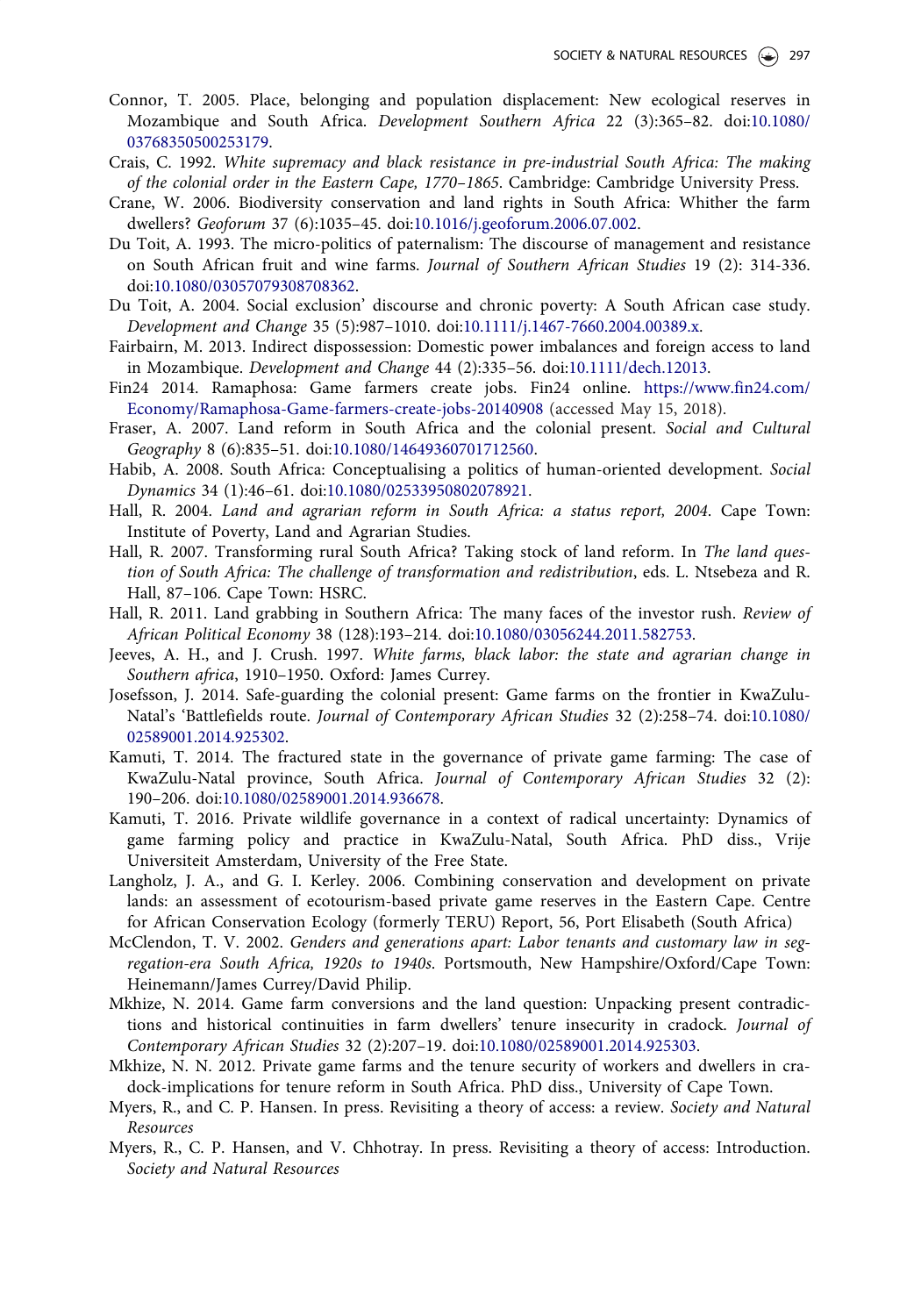Connor, T. 2005. Place, belonging and population displacement: New ecological reserves in Mozambique and South Africa. *Development Southern Africa* 22 (3):365–82. doi:10.1080/03768350500253179.

Crais, C. 1992. *White supremacy and black resistance in pre-industrial South Africa: The making of the colonial order in the Eastern Cape, 1770–1865*. Cambridge: Cambridge University Press.

Crane, W. 2006. Biodiversity conservation and land rights in South Africa: Whither the farm dwellers? *Geoforum* 37 (6):1035–45. doi:10.1016/j.geoforum.2006.07.002.

Du Toit, A. 1993. The micro-politics of paternalism: The discourse of management and resistance on South African fruit and wine farms. *Journal of Southern African Studies* 19 (2): 314-336. doi:10.1080/03057079308708362.

Du Toit, A. 2004. Social exclusion' discourse and chronic poverty: A South African case study. *Development and Change* 35 (5):987–1010. doi:10.1111/j.1467-7660.2004.00389.x.

Fairbairn, M. 2013. Indirect dispossession: Domestic power imbalances and foreign access to land in Mozambique. *Development and Change* 44 (2):335–56. doi:10.1111/dech.12013.

Fin24 2014. Ramaphosa: Game farmers create jobs. Fin24 online. https://www.fin24.com/Economy/Ramaphosa-Game-farmers-create-jobs-20140908 (accessed May 15, 2018).

Fraser, A. 2007. Land reform in South Africa and the colonial present. *Social and Cultural Geography* 8 (6):835–51. doi:10.1080/14649360701712560.

Habib, A. 2008. South Africa: Conceptualising a politics of human-oriented development. *Social Dynamics* 34 (1):46–61. doi:10.1080/02533950802078921.

Hall, R. 2004. *Land and agrarian reform in South Africa: a status report, 2004*. Cape Town: Institute of Poverty, Land and Agrarian Studies.

Hall, R. 2007. Transforming rural South Africa? Taking stock of land reform. In *The land question of South Africa: The challenge of transformation and redistribution*, eds. L. Ntsebeza and R. Hall, 87–106. Cape Town: HSRC.

Hall, R. 2011. Land grabbing in Southern Africa: The many faces of the investor rush. *Review of African Political Economy* 38 (128):193–214. doi:10.1080/03056244.2011.582753.

Jeeves, A. H., and J. Crush. 1997. *White farms, black labor: the state and agrarian change in Southern africa*, 1910–1950. Oxford: James Currey.

Josefsson, J. 2014. Safe-guarding the colonial present: Game farms on the frontier in KwaZulu-Natal's 'Battlefields route. *Journal of Contemporary African Studies* 32 (2):258–74. doi:10.1080/02589001.2014.925302.

Kamuti, T. 2014. The fractured state in the governance of private game farming: The case of KwaZulu-Natal province, South Africa. *Journal of Contemporary African Studies* 32 (2): 190–206. doi:10.1080/02589001.2014.936678.

Kamuti, T. 2016. Private wildlife governance in a context of radical uncertainty: Dynamics of game farming policy and practice in KwaZulu-Natal, South Africa. PhD diss., Vrije Universiteit Amsterdam, University of the Free State.

Langholz, J. A., and G. I. Kerley. 2006. Combining conservation and development on private lands: an assessment of ecotourism-based private game reserves in the Eastern Cape. Centre for African Conservation Ecology (formerly TERU) Report, 56, Port Elisabeth (South Africa)

McClendon, T. V. 2002. *Genders and generations apart: Labor tenants and customary law in segregation-era South Africa, 1920s to 1940s*. Portsmouth, New Hampshire/Oxford/Cape Town: Heinemann/James Currey/David Philip.

Mkhize, N. 2014. Game farm conversions and the land question: Unpacking present contradictions and historical continuities in farm dwellers' tenure insecurity in cradock. *Journal of Contemporary African Studies* 32 (2):207–19. doi:10.1080/02589001.2014.925303.

Mkhize, N. N. 2012. Private game farms and the tenure security of workers and dwellers in cradock-implications for tenure reform in South Africa. PhD diss., University of Cape Town.

Myers, R., and C. P. Hansen. In press. Revisiting a theory of access: a review. *Society and Natural Resources*

Myers, R., C. P. Hansen, and V. Chhotray. In press. Revisiting a theory of access: Introduction. *Society and Natural Resources*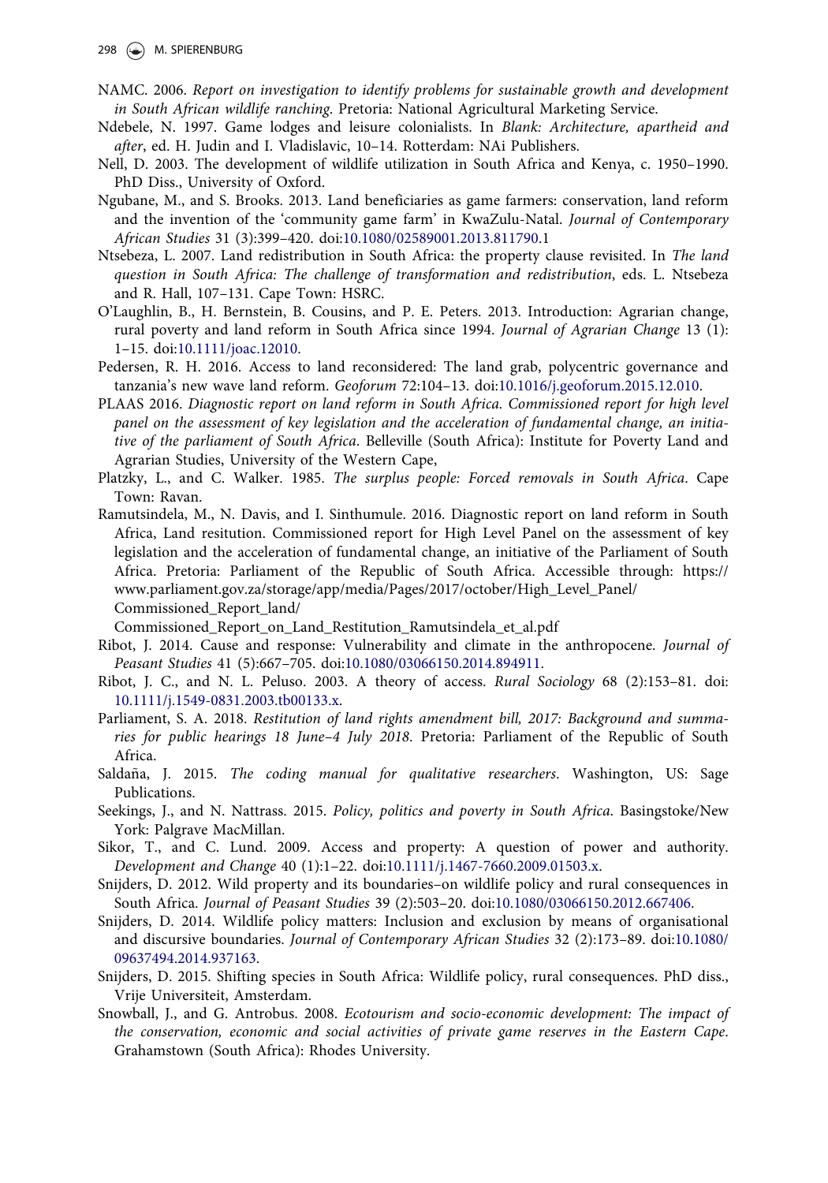NAMC. 2006. *Report on investigation to identify problems for sustainable growth and development in South African wildlife ranching*. Pretoria: National Agricultural Marketing Service.

Ndebele, N. 1997. Game lodges and leisure colonialists. In *Blank: Architecture, apartheid and after*, ed. H. Judin and I. Vladislavic, 10–14. Rotterdam: NAi Publishers.

Nell, D. 2003. The development of wildlife utilization in South Africa and Kenya, c. 1950–1990. PhD Diss., University of Oxford.

Ngubane, M., and S. Brooks. 2013. Land beneficiaries as game farmers: conservation, land reform and the invention of the 'community game farm' in KwaZulu-Natal. *Journal of Contemporary African Studies* 31 (3):399–420. doi:10.1080/02589001.2013.811790.1

Ntsebeza, L. 2007. Land redistribution in South Africa: the property clause revisited. In *The land question in South Africa: The challenge of transformation and redistribution*, eds. L. Ntsebeza and R. Hall, 107–131. Cape Town: HSRC.

O'Laughlin, B., H. Bernstein, B. Cousins, and P. E. Peters. 2013. Introduction: Agrarian change, rural poverty and land reform in South Africa since 1994. *Journal of Agrarian Change* 13 (1): 1–15. doi:10.1111/joac.12010.

Pedersen, R. H. 2016. Access to land reconsidered: The land grab, polycentric governance and tanzania's new wave land reform. *Geoforum* 72:104–13. doi:10.1016/j.geoforum.2015.12.010.

PLAAS 2016. *Diagnostic report on land reform in South Africa. Commissioned report for high level panel on the assessment of key legislation and the acceleration of fundamental change, an initiative of the parliament of South Africa*. Belleville (South Africa): Institute for Poverty Land and Agrarian Studies, University of the Western Cape,

Platzky, L., and C. Walker. 1985. *The surplus people: Forced removals in South Africa*. Cape Town: Ravan.

Ramutsindela, M., N. Davis, and I. Sinthumule. 2016. Diagnostic report on land reform in South Africa, Land resitution. Commissioned report for High Level Panel on the assessment of key legislation and the acceleration of fundamental change, an initiative of the Parliament of South Africa. Pretoria: Parliament of the Republic of South Africa. Accessible through: https://www.parliament.gov.za/storage/app/media/Pages/2017/october/High_Level_Panel/Commissioned_Report_land/Commissioned_Report_on_Land_Restitution_Ramutsindela_et_al.pdf

Ribot, J. 2014. Cause and response: Vulnerability and climate in the anthropocene. *Journal of Peasant Studies* 41 (5):667–705. doi:10.1080/03066150.2014.894911.

Ribot, J. C., and N. L. Peluso. 2003. A theory of access. *Rural Sociology* 68 (2):153–81. doi:10.1111/j.1549-0831.2003.tb00133.x.

Parliament, S. A. 2018. *Restitution of land rights amendment bill, 2017: Background and summaries for public hearings 18 June–4 July 2018*. Pretoria: Parliament of the Republic of South Africa.

Saldaña, J. 2015. *The coding manual for qualitative researchers*. Washington, US: Sage Publications.

Seekings, J., and N. Nattrass. 2015. *Policy, politics and poverty in South Africa*. Basingstoke/New York: Palgrave MacMillan.

Sikor, T., and C. Lund. 2009. Access and property: A question of power and authority. *Development and Change* 40 (1):1–22. doi:10.1111/j.1467-7660.2009.01503.x.

Snijders, D. 2012. Wild property and its boundaries–on wildlife policy and rural consequences in South Africa. *Journal of Peasant Studies* 39 (2):503–20. doi:10.1080/03066150.2012.667406.

Snijders, D. 2014. Wildlife policy matters: Inclusion and exclusion by means of organisational and discursive boundaries. *Journal of Contemporary African Studies* 32 (2):173–89. doi:10.1080/09637494.2014.937163.

Snijders, D. 2015. Shifting species in South Africa: Wildlife policy, rural consequences. PhD diss., Vrije Universiteit, Amsterdam.

Snowball, J., and G. Antrobus. 2008. *Ecotourism and socio-economic development: The impact of the conservation, economic and social activities of private game reserves in the Eastern Cape*. Grahamstown (South Africa): Rhodes University.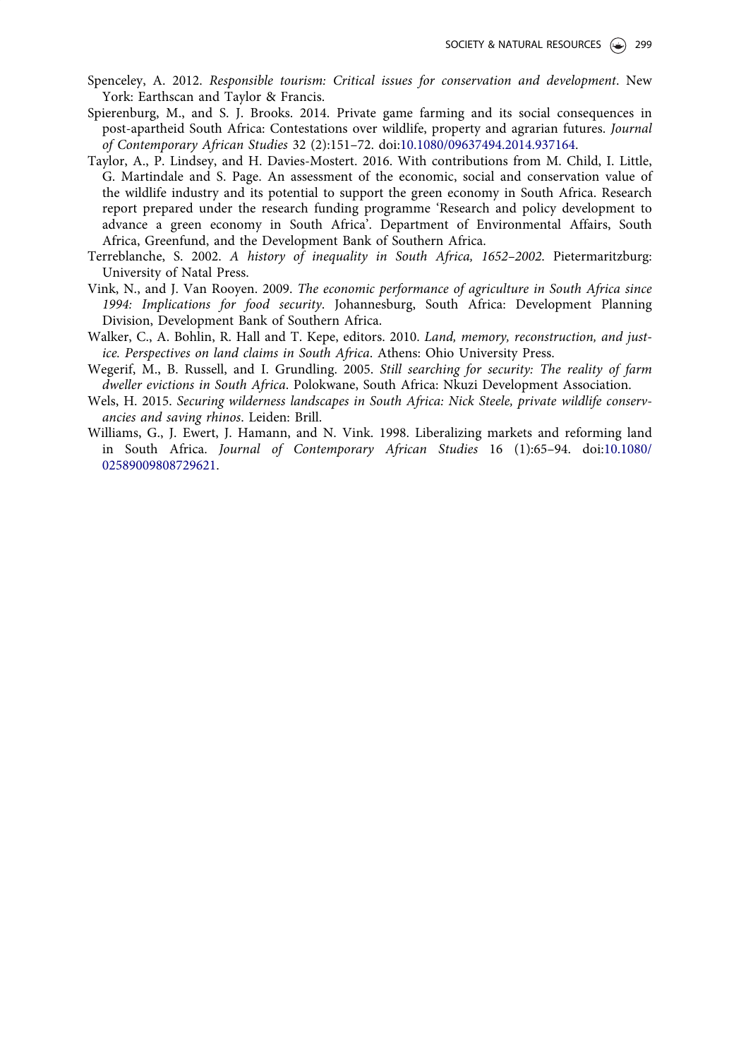Spenceley, A. 2012. *Responsible tourism: Critical issues for conservation and development*. New York: Earthscan and Taylor & Francis.

Spierenburg, M., and S. J. Brooks. 2014. Private game farming and its social consequences in post-apartheid South Africa: Contestations over wildlife, property and agrarian futures. *Journal of Contemporary African Studies* 32 (2):151–72. doi:10.1080/09637494.2014.937164.

Taylor, A., P. Lindsey, and H. Davies-Mostert. 2016. With contributions from M. Child, I. Little, G. Martindale and S. Page. An assessment of the economic, social and conservation value of the wildlife industry and its potential to support the green economy in South Africa. Research report prepared under the research funding programme 'Research and policy development to advance a green economy in South Africa'. Department of Environmental Affairs, South Africa, Greenfund, and the Development Bank of Southern Africa.

Terreblanche, S. 2002. *A history of inequality in South Africa, 1652–2002*. Pietermaritzburg: University of Natal Press.

Vink, N., and J. Van Rooyen. 2009. *The economic performance of agriculture in South Africa since 1994: Implications for food security*. Johannesburg, South Africa: Development Planning Division, Development Bank of Southern Africa.

Walker, C., A. Bohlin, R. Hall and T. Kepe, editors. 2010. *Land, memory, reconstruction, and justice. Perspectives on land claims in South Africa*. Athens: Ohio University Press.

Wegerif, M., B. Russell, and I. Grundling. 2005. *Still searching for security: The reality of farm dweller evictions in South Africa*. Polokwane, South Africa: Nkuzi Development Association.

Wels, H. 2015. *Securing wilderness landscapes in South Africa: Nick Steele, private wildlife conservancies and saving rhinos*. Leiden: Brill.

Williams, G., J. Ewert, J. Hamann, and N. Vink. 1998. Liberalizing markets and reforming land in South Africa. *Journal of Contemporary African Studies* 16 (1):65–94. doi:10.1080/02589009808729621.